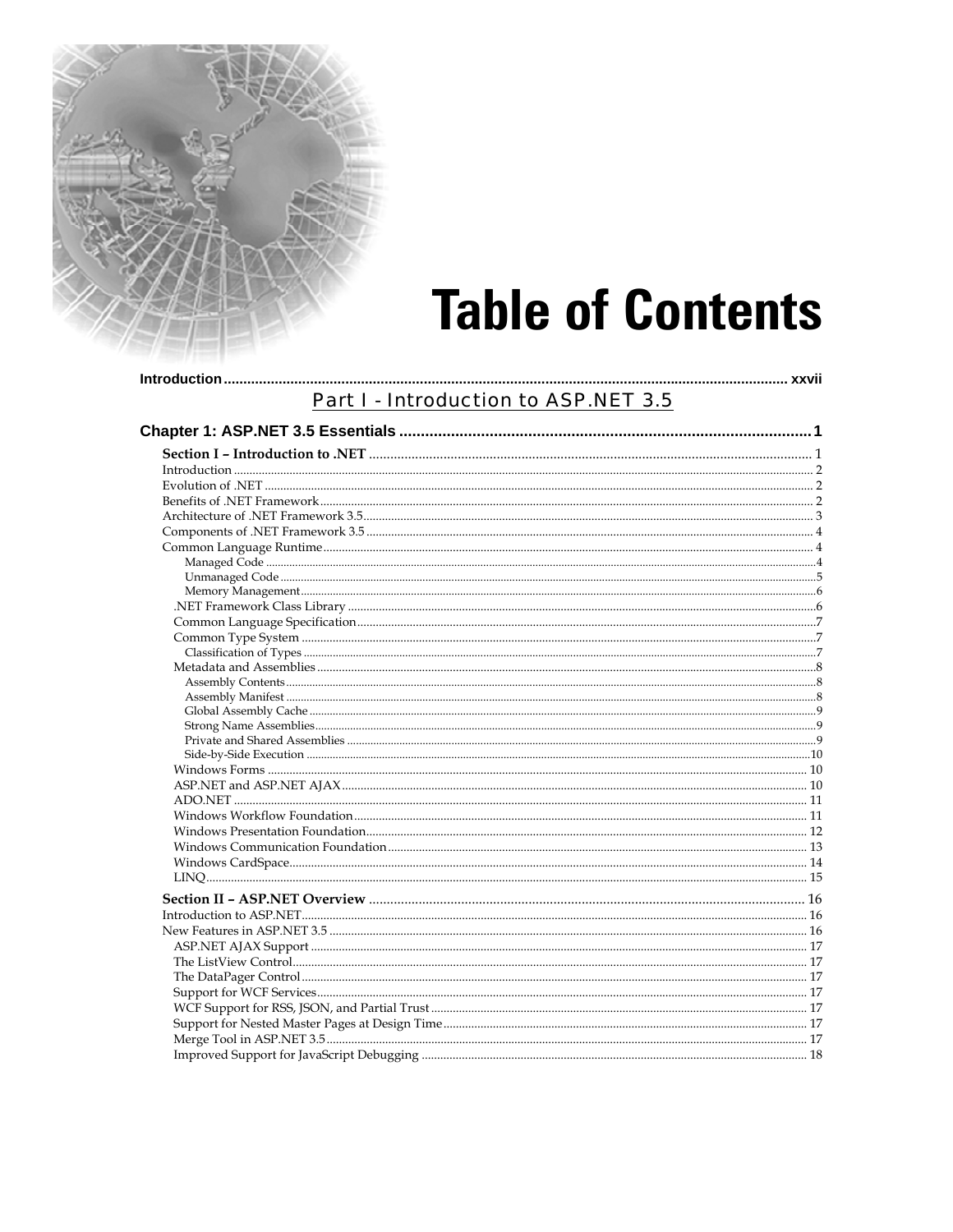# Table of Contents

**Introduction** .......... xxvii

## Part I - Introduction to ASP.NET 3.5

**Chapter 1: ASP.NET 3.5 Essentials** .......... 1

**Section I – Introduction to .NET** .......... 1

Introduction .......... 2
Evolution of .NET .......... 2
Benefits of .NET Framework .......... 2
Architecture of .NET Framework 3.5 .......... 3
Components of .NET Framework 3.5 .......... 4
Common Language Runtime .......... 4
Managed Code .......... 4
Unmanaged Code .......... 5
Memory Management .......... 6
.NET Framework Class Library .......... 6
Common Language Specification .......... 7
Common Type System .......... 7
Classification of Types .......... 7
Metadata and Assemblies .......... 8
Assembly Contents .......... 8
Assembly Manifest .......... 8
Global Assembly Cache .......... 9
Strong Name Assemblies .......... 9
Private and Shared Assemblies .......... 9
Side-by-Side Execution .......... 10
Windows Forms .......... 10
ASP.NET and ASP.NET AJAX .......... 10
ADO.NET .......... 11
Windows Workflow Foundation .......... 11
Windows Presentation Foundation .......... 12
Windows Communication Foundation .......... 13
Windows CardSpace .......... 14
LINQ .......... 15

**Section II – ASP.NET Overview** .......... 16

Introduction to ASP.NET .......... 16
New Features in ASP.NET 3.5 .......... 16
ASP.NET AJAX Support .......... 17
The ListView Control .......... 17
The DataPager Control .......... 17
Support for WCF Services .......... 17
WCF Support for RSS, JSON, and Partial Trust .......... 17
Support for Nested Master Pages at Design Time .......... 17
Merge Tool in ASP.NET 3.5 .......... 17
Improved Support for JavaScript Debugging .......... 18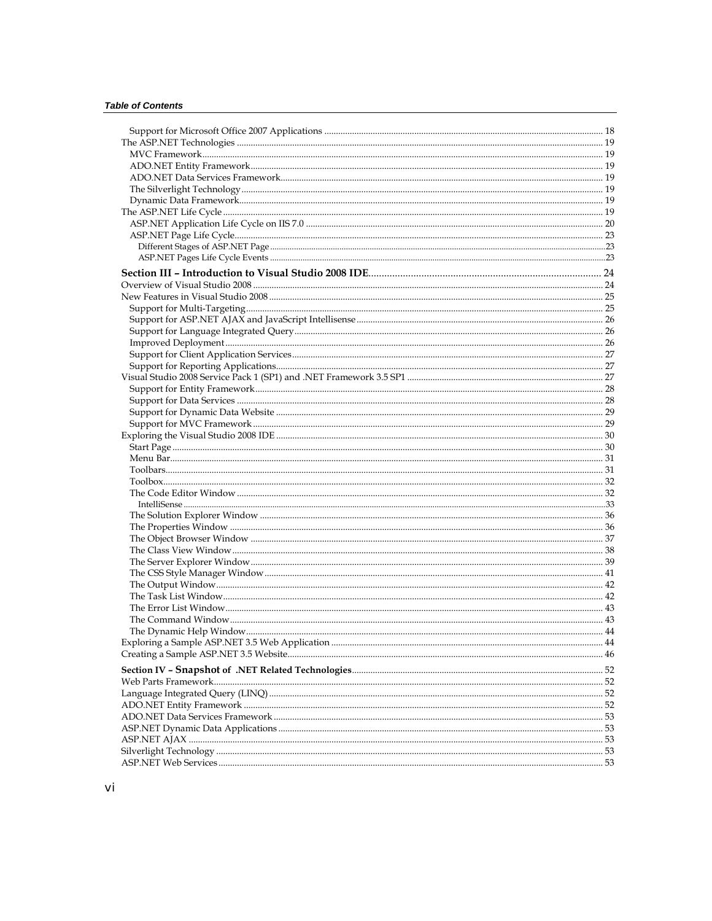Support for Microsoft Office 2007 Applications ........ 18
The ASP.NET Technologies ........ 19
MVC Framework ........ 19
ADO.NET Entity Framework ........ 19
ADO.NET Data Services Framework ........ 19
The Silverlight Technology ........ 19
Dynamic Data Framework ........ 19
The ASP.NET Life Cycle ........ 19
ASP.NET Application Life Cycle on IIS 7.0 ........ 20
ASP.NET Page Life Cycle ........ 23
Different Stages of ASP.NET Page ........ 23
ASP.NET Pages Life Cycle Events ........ 23

**Section III – Introduction to Visual Studio 2008 IDE ........ 24**

Overview of Visual Studio 2008 ........ 24
New Features in Visual Studio 2008 ........ 25
Support for Multi-Targeting ........ 25
Support for ASP.NET AJAX and JavaScript Intellisense ........ 26
Support for Language Integrated Query ........ 26
Improved Deployment ........ 26
Support for Client Application Services ........ 27
Support for Reporting Applications ........ 27
Visual Studio 2008 Service Pack 1 (SP1) and .NET Framework 3.5 SP1 ........ 27
Support for Entity Framework ........ 28
Support for Data Services ........ 28
Support for Dynamic Data Website ........ 29
Support for MVC Framework ........ 29
Exploring the Visual Studio 2008 IDE ........ 30
Start Page ........ 30
Menu Bar ........ 31
Toolbars ........ 31
Toolbox ........ 32
The Code Editor Window ........ 32
IntelliSense ........ 33
The Solution Explorer Window ........ 36
The Properties Window ........ 36
The Object Browser Window ........ 37
The Class View Window ........ 38
The Server Explorer Window ........ 39
The CSS Style Manager Window ........ 41
The Output Window ........ 42
The Task List Window ........ 42
The Error List Window ........ 43
The Command Window ........ 43
The Dynamic Help Window ........ 44
Exploring a Sample ASP.NET 3.5 Web Application ........ 44
Creating a Sample ASP.NET 3.5 Website ........ 46

**Section IV – Snapshot of .NET Related Technologies ........ 52**

Web Parts Framework ........ 52
Language Integrated Query (LINQ) ........ 52
ADO.NET Entity Framework ........ 52
ADO.NET Data Services Framework ........ 53
ASP.NET Dynamic Data Applications ........ 53
ASP.NET AJAX ........ 53
Silverlight Technology ........ 53
ASP.NET Web Services ........ 53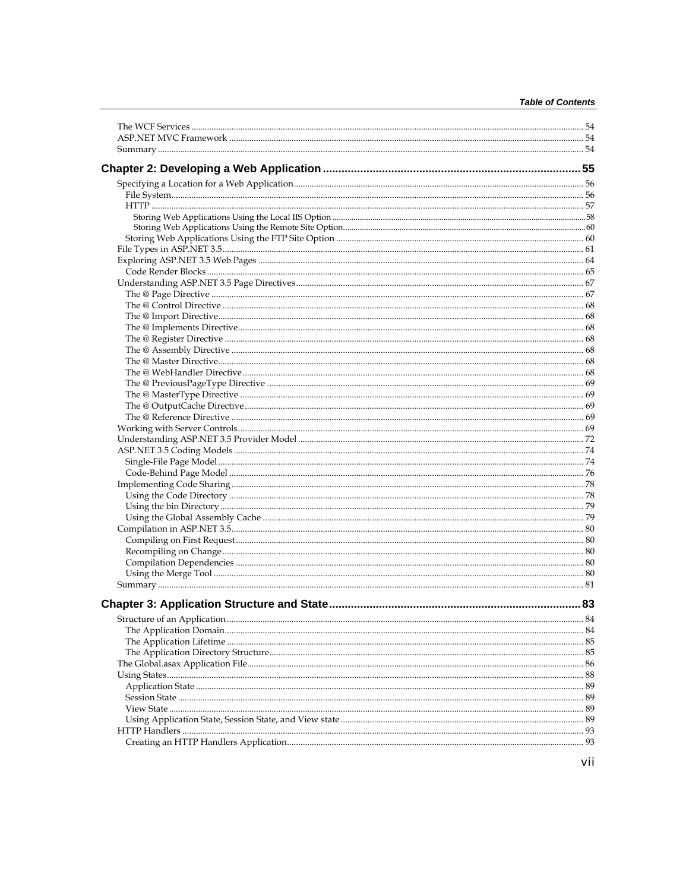The WCF Services ........ 54
ASP.NET MVC Framework ........ 54
Summary ........ 54

## Chapter 2: Developing a Web Application ........ 55

Specifying a Location for a Web Application ........ 56
- File System ........ 56
- HTTP ........ 57
  - Storing Web Applications Using the Local IIS Option ........ 58
  - Storing Web Applications Using the Remote Site Option ........ 60
- Storing Web Applications Using the FTP Site Option ........ 60

File Types in ASP.NET 3.5 ........ 61
Exploring ASP.NET 3.5 Web Pages ........ 64
- Code Render Blocks ........ 65

Understanding ASP.NET 3.5 Page Directives ........ 67
- The @ Page Directive ........ 67
- The @ Control Directive ........ 68
- The @ Import Directive ........ 68
- The @ Implements Directive ........ 68
- The @ Register Directive ........ 68
- The @ Assembly Directive ........ 68
- The @ Master Directive ........ 68
- The @ WebHandler Directive ........ 68
- The @ PreviousPageType Directive ........ 69
- The @ MasterType Directive ........ 69
- The @ OutputCache Directive ........ 69
- The @ Reference Directive ........ 69

Working with Server Controls ........ 69
Understanding ASP.NET 3.5 Provider Model ........ 72
ASP.NET 3.5 Coding Models ........ 74
- Single-File Page Model ........ 74
- Code-Behind Page Model ........ 76

Implementing Code Sharing ........ 78
- Using the Code Directory ........ 78
- Using the bin Directory ........ 79
- Using the Global Assembly Cache ........ 79

Compilation in ASP.NET 3.5 ........ 80
- Compiling on First Request ........ 80
- Recompiling on Change ........ 80
- Compilation Dependencies ........ 80
- Using the Merge Tool ........ 80

Summary ........ 81

## Chapter 3: Application Structure and State ........ 83

Structure of an Application ........ 84
- The Application Domain ........ 84
- The Application Lifetime ........ 85
- The Application Directory Structure ........ 85

The Global.asax Application File ........ 86
Using States ........ 88
- Application State ........ 89
- Session State ........ 89
- View State ........ 89
- Using Application State, Session State, and View state ........ 89

HTTP Handlers ........ 93
- Creating an HTTP Handlers Application ........ 93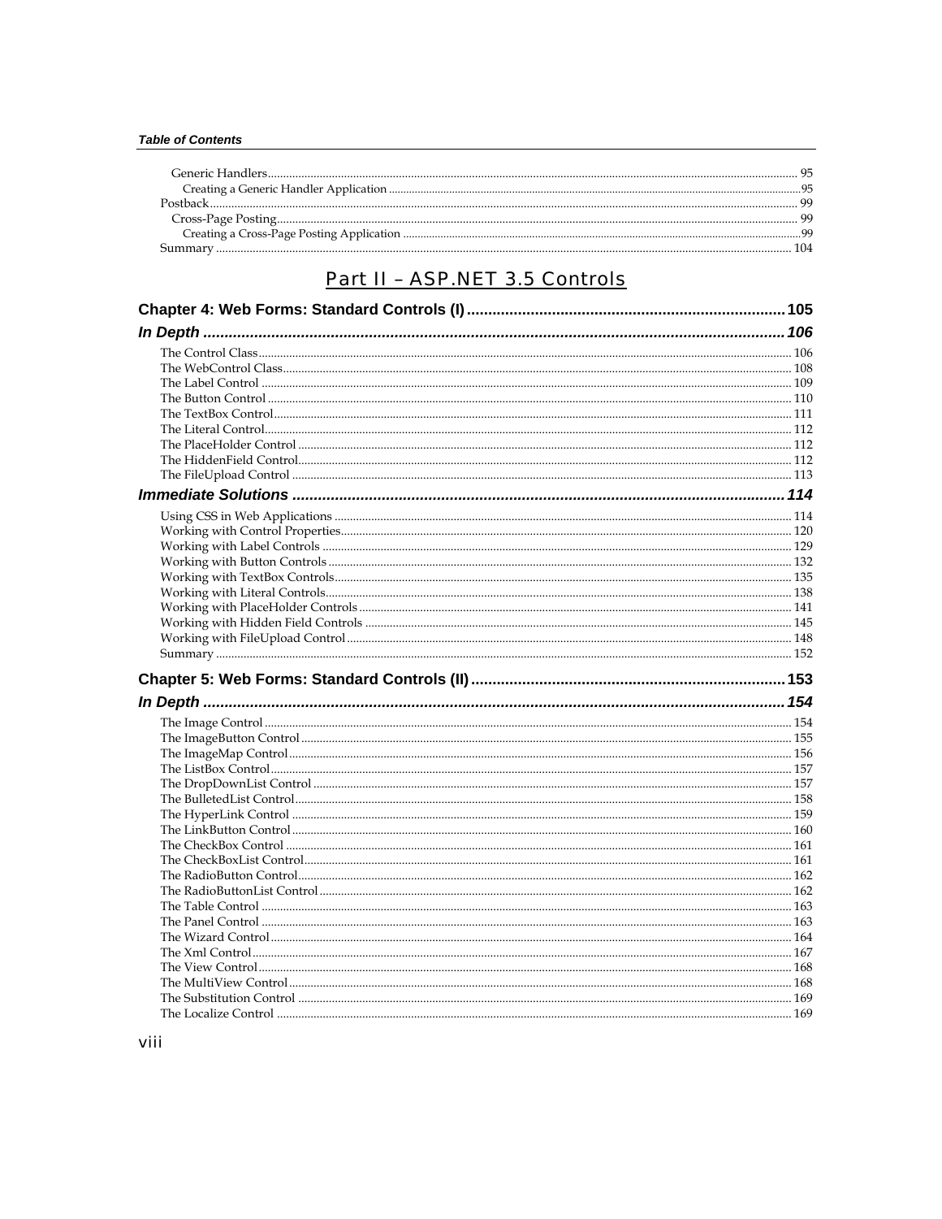Generic Handlers ........................................................................................................................................................ 95
Creating a Generic Handler Application ........................................................................................................................................95
Postback........................................................................................................................................................................... 99
Cross-Page Posting........................................................................................................................................................ 99
Creating a Cross-Page Posting Application .....................................................................................................................................99
Summary ........................................................................................................................................................................ 104

# Part II – ASP.NET 3.5 Controls

## Chapter 4: Web Forms: Standard Controls (I) ........................................................................ 105

### *In Depth* ........................................................................................................................................ *106*

The Control Class............................................................................................................................................................ 106
The WebControl Class.................................................................................................................................................... 108
The Label Control .......................................................................................................................................................... 109
The Button Control ........................................................................................................................................................ 110
The TextBox Control...................................................................................................................................................... 111
The Literal Control......................................................................................................................................................... 112
The PlaceHolder Control .............................................................................................................................................. 112
The HiddenField Control............................................................................................................................................... 112
The FileUpload Control ................................................................................................................................................ 113

### *Immediate Solutions* .................................................................................................................... *114*

Using CSS in Web Applications .................................................................................................................................. 114
Working with Control Properties................................................................................................................................. 120
Working with Label Controls ....................................................................................................................................... 129
Working with Button Controls ..................................................................................................................................... 132
Working with TextBox Controls................................................................................................................................... 135
Working with Literal Controls...................................................................................................................................... 138
Working with PlaceHolder Controls ............................................................................................................................ 141
Working with Hidden Field Controls .......................................................................................................................... 145
Working with FileUpload Control ............................................................................................................................... 148
Summary ........................................................................................................................................................................ 152

## Chapter 5: Web Forms: Standard Controls (II) ....................................................................... 153

### *In Depth* ........................................................................................................................................ *154*

The Image Control ......................................................................................................................................................... 154
The ImageButton Control ............................................................................................................................................. 155
The ImageMap Control.................................................................................................................................................. 156
The ListBox Control....................................................................................................................................................... 157
The DropDownList Control .......................................................................................................................................... 157
The BulletedList Control................................................................................................................................................ 158
The HyperLink Control ................................................................................................................................................. 159
The LinkButton Control ................................................................................................................................................. 160
The CheckBox Control ................................................................................................................................................... 161
The CheckBoxList Control............................................................................................................................................. 161
The RadioButton Control............................................................................................................................................... 162
The RadioButtonList Control........................................................................................................................................ 162
The Table Control .......................................................................................................................................................... 163
The Panel Control .......................................................................................................................................................... 163
The Wizard Control....................................................................................................................................................... 164
The Xml Control............................................................................................................................................................. 167
The View Control........................................................................................................................................................... 168
The MultiView Control.................................................................................................................................................. 168
The Substitution Control ............................................................................................................................................... 169
The Localize Control ..................................................................................................................................................... 169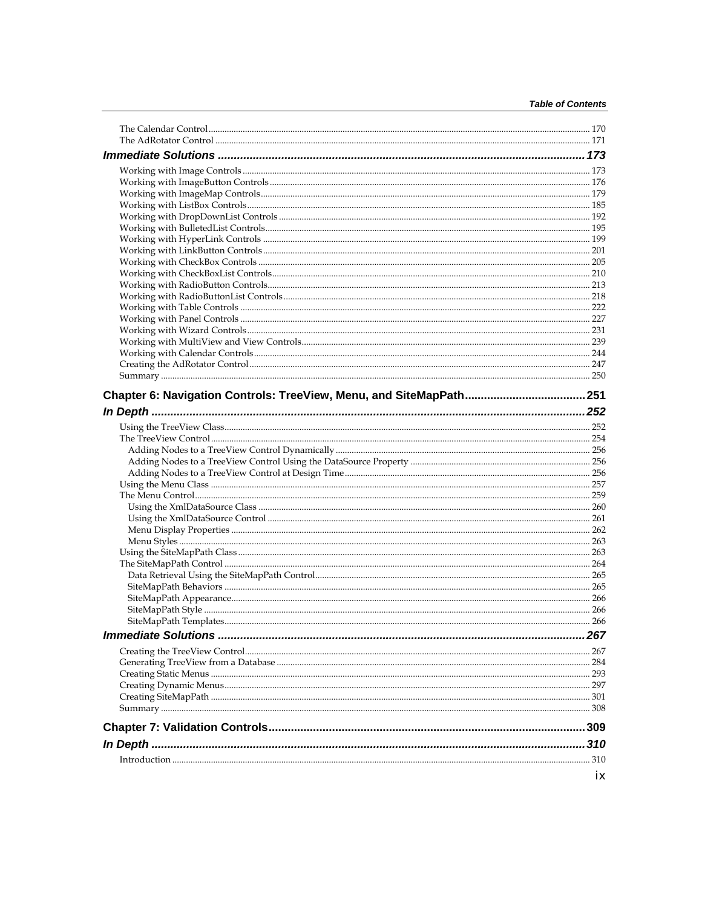The Calendar Control ........................................................ 170
The AdRotator Control ........................................................ 171

***Immediate Solutions ........................................................ 173***

Working with Image Controls ........................................................ 173
Working with ImageButton Controls ........................................................ 176
Working with ImageMap Controls ........................................................ 179
Working with ListBox Controls ........................................................ 185
Working with DropDownList Controls ........................................................ 192
Working with BulletedList Controls ........................................................ 195
Working with HyperLink Controls ........................................................ 199
Working with LinkButton Controls ........................................................ 201
Working with CheckBox Controls ........................................................ 205
Working with CheckBoxList Controls ........................................................ 210
Working with RadioButton Controls ........................................................ 213
Working with RadioButtonList Controls ........................................................ 218
Working with Table Controls ........................................................ 222
Working with Panel Controls ........................................................ 227
Working with Wizard Controls ........................................................ 231
Working with MultiView and View Controls ........................................................ 239
Working with Calendar Controls ........................................................ 244
Creating the AdRotator Control ........................................................ 247
Summary ........................................................ 250

**Chapter 6: Navigation Controls: TreeView, Menu, and SiteMapPath ........................................................ 251**

***In Depth ........................................................ 252***

Using the TreeView Class ........................................................ 252
The TreeView Control ........................................................ 254
  Adding Nodes to a TreeView Control Dynamically ........................................................ 256
  Adding Nodes to a TreeView Control Using the DataSource Property ........................................................ 256
  Adding Nodes to a TreeView Control at Design Time ........................................................ 256
Using the Menu Class ........................................................ 257
The Menu Control ........................................................ 259
  Using the XmlDataSource Class ........................................................ 260
  Using the XmlDataSource Control ........................................................ 261
  Menu Display Properties ........................................................ 262
  Menu Styles ........................................................ 263
Using the SiteMapPath Class ........................................................ 263
The SiteMapPath Control ........................................................ 264
  Data Retrieval Using the SiteMapPath Control ........................................................ 265
  SiteMapPath Behaviors ........................................................ 265
  SiteMapPath Appearance ........................................................ 266
  SiteMapPath Style ........................................................ 266
  SiteMapPath Templates ........................................................ 266

***Immediate Solutions ........................................................ 267***

Creating the TreeView Control ........................................................ 267
Generating TreeView from a Database ........................................................ 284
Creating Static Menus ........................................................ 293
Creating Dynamic Menus ........................................................ 297
Creating SiteMapPath ........................................................ 301
Summary ........................................................ 308

**Chapter 7: Validation Controls ........................................................ 309**

***In Depth ........................................................ 310***

Introduction ........................................................ 310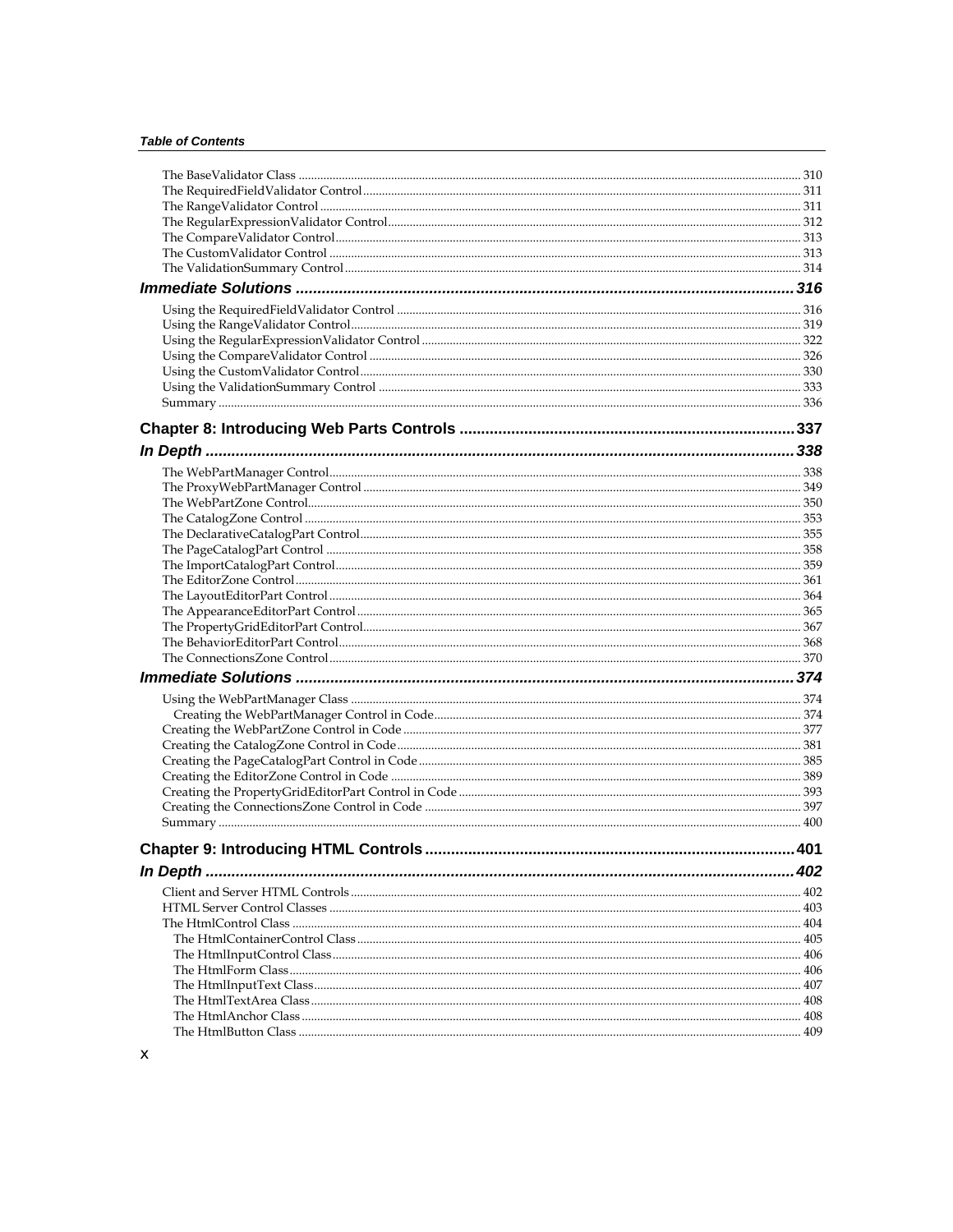The BaseValidator Class ........ 310
The RequiredFieldValidator Control ........ 311
The RangeValidator Control ........ 311
The RegularExpressionValidator Control ........ 312
The CompareValidator Control ........ 313
The CustomValidator Control ........ 313
The ValidationSummary Control ........ 314

***Immediate Solutions ........ 316***

Using the RequiredFieldValidator Control ........ 316
Using the RangeValidator Control ........ 319
Using the RegularExpressionValidator Control ........ 322
Using the CompareValidator Control ........ 326
Using the CustomValidator Control ........ 330
Using the ValidationSummary Control ........ 333
Summary ........ 336

**Chapter 8: Introducing Web Parts Controls ........ 337**

***In Depth ........ 338***

The WebPartManager Control ........ 338
The ProxyWebPartManager Control ........ 349
The WebPartZone Control ........ 350
The CatalogZone Control ........ 353
The DeclarativeCatalogPart Control ........ 355
The PageCatalogPart Control ........ 358
The ImportCatalogPart Control ........ 359
The EditorZone Control ........ 361
The LayoutEditorPart Control ........ 364
The AppearanceEditorPart Control ........ 365
The PropertyGridEditorPart Control ........ 367
The BehaviorEditorPart Control ........ 368
The ConnectionsZone Control ........ 370

***Immediate Solutions ........ 374***

Using the WebPartManager Class ........ 374
  Creating the WebPartManager Control in Code ........ 374
Creating the WebPartZone Control in Code ........ 377
Creating the CatalogZone Control in Code ........ 381
Creating the PageCatalogPart Control in Code ........ 385
Creating the EditorZone Control in Code ........ 389
Creating the PropertyGridEditorPart Control in Code ........ 393
Creating the ConnectionsZone Control in Code ........ 397
Summary ........ 400

**Chapter 9: Introducing HTML Controls ........ 401**

***In Depth ........ 402***

Client and Server HTML Controls ........ 402
HTML Server Control Classes ........ 403
The HtmlControl Class ........ 404
  The HtmlContainerControl Class ........ 405
  The HtmlInputControl Class ........ 406
  The HtmlForm Class ........ 406
  The HtmlInputText Class ........ 407
  The HtmlTextArea Class ........ 408
  The HtmlAnchor Class ........ 408
  The HtmlButton Class ........ 409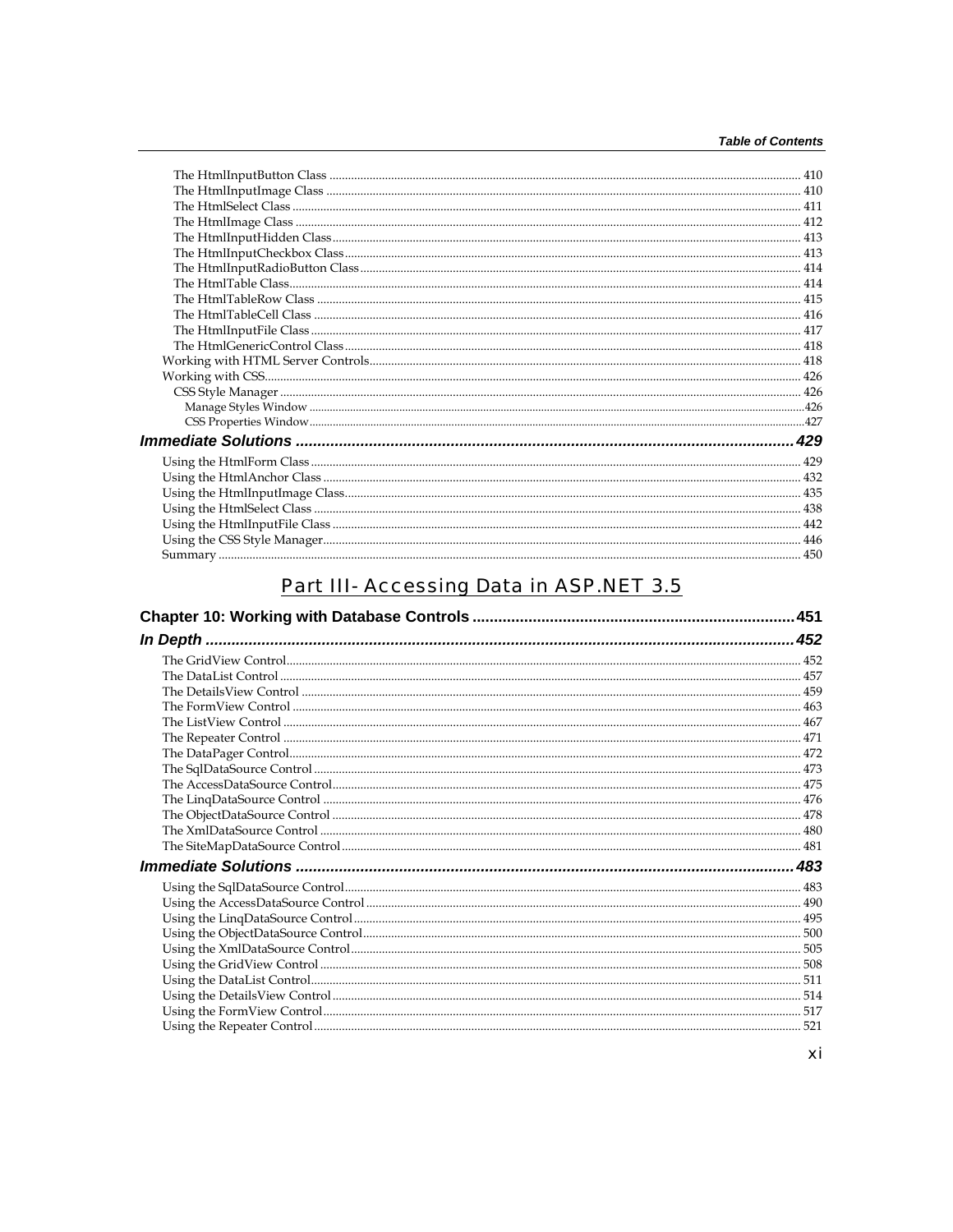The HtmlInputButton Class ........................................................................................................................................................ 410
The HtmlInputImage Class ........................................................................................................................................................ 410
The HtmlSelect Class ................................................................................................................................................................... 411
The HtmlImage Class .................................................................................................................................................................. 412
The HtmlInputHidden Class....................................................................................................................................................... 413
The HtmlInputCheckbox Class................................................................................................................................................... 413
The HtmlInputRadioButton Class.............................................................................................................................................. 414
The HtmlTable Class.................................................................................................................................................................... 414
The HtmlTableRow Class ............................................................................................................................................................ 415
The HtmlTableCell Class ............................................................................................................................................................. 416
The HtmlInputFile Class .............................................................................................................................................................. 417
The HtmlGenericControl Class................................................................................................................................................... 418
Working with HTML Server Controls............................................................................................................................................ 418
Working with CSS............................................................................................................................................................................. 426
CSS Style Manager ........................................................................................................................................................................ 426
Manage Styles Window ...................................................................................................................................................................426
CSS Properties Window...................................................................................................................................................................427

**Immediate Solutions .................................................................................................................429**

Using the HtmlForm Class ............................................................................................................................................................... 429
Using the HtmlAnchor Class ........................................................................................................................................................... 432
Using the HtmlInputImage Class.................................................................................................................................................... 435
Using the HtmlSelect Class ............................................................................................................................................................. 438
Using the HtmlInputFile Class ........................................................................................................................................................ 442
Using the CSS Style Manager........................................................................................................................................................... 446
Summary ............................................................................................................................................................................................ 450

# Part III- Accessing Data in ASP.NET 3.5

## Chapter 10: Working with Database Controls ..........................................................................451

**In Depth ..................................................................................................................................452**

The GridView Control...................................................................................................................................................................... 452
The DataList Control ........................................................................................................................................................................ 457
The DetailsView Control .................................................................................................................................................................. 459
The FormView Control .................................................................................................................................................................... 463
The ListView Control ....................................................................................................................................................................... 467
The Repeater Control ....................................................................................................................................................................... 471
The DataPager Control..................................................................................................................................................................... 472
The SqlDataSource Control ............................................................................................................................................................. 473
The AccessDataSource Control....................................................................................................................................................... 475
The LinqDataSource Control .......................................................................................................................................................... 476
The ObjectDataSource Control ....................................................................................................................................................... 478
The XmlDataSource Control ........................................................................................................................................................... 480
The SiteMapDataSource Control .................................................................................................................................................... 481

**Immediate Solutions .................................................................................................................483**

Using the SqlDataSource Control................................................................................................................................................... 483
Using the AccessDataSource Control ............................................................................................................................................ 490
Using the LinqDataSource Control................................................................................................................................................. 495
Using the ObjectDataSource Control.............................................................................................................................................. 500
Using the XmlDataSource Control.................................................................................................................................................. 505
Using the GridView Control ............................................................................................................................................................ 508
Using the DataList Control.............................................................................................................................................................. 511
Using the DetailsView Control ........................................................................................................................................................ 514
Using the FormView Control........................................................................................................................................................... 517
Using the Repeater Control............................................................................................................................................................. 521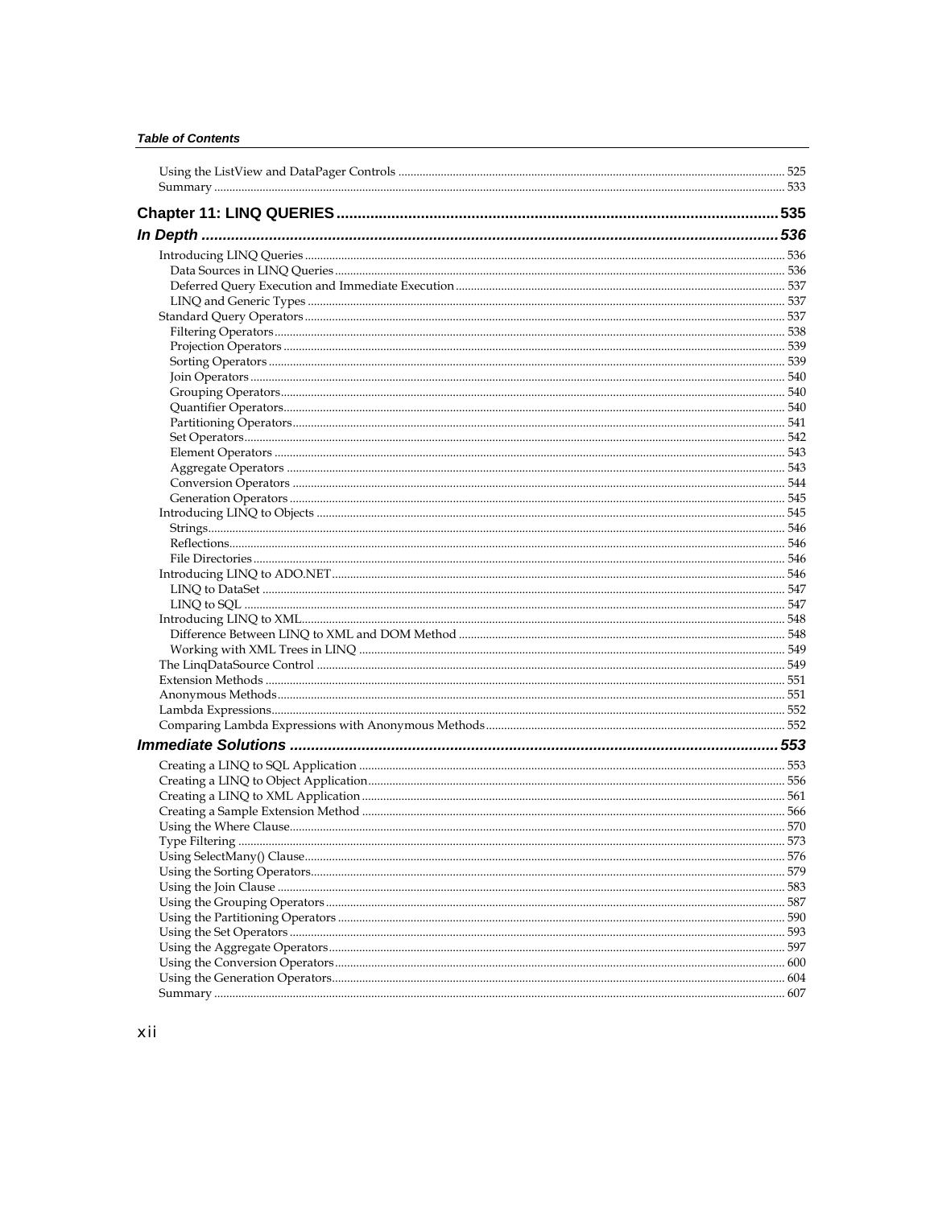Using the ListView and DataPager Controls ..... 525
Summary ..... 533

## Chapter 11: LINQ QUERIES ..... 535

### *In Depth ..... 536*

Introducing LINQ Queries ..... 536
- Data Sources in LINQ Queries ..... 536
- Deferred Query Execution and Immediate Execution ..... 537
- LINQ and Generic Types ..... 537

Standard Query Operators ..... 537
- Filtering Operators ..... 538
- Projection Operators ..... 539
- Sorting Operators ..... 539
- Join Operators ..... 540
- Grouping Operators ..... 540
- Quantifier Operators ..... 540
- Partitioning Operators ..... 541
- Set Operators ..... 542
- Element Operators ..... 543
- Aggregate Operators ..... 543
- Conversion Operators ..... 544
- Generation Operators ..... 545

Introducing LINQ to Objects ..... 545
- Strings ..... 546
- Reflections ..... 546
- File Directories ..... 546

Introducing LINQ to ADO.NET ..... 546
- LINQ to DataSet ..... 547
- LINQ to SQL ..... 547

Introducing LINQ to XML ..... 548
- Difference Between LINQ to XML and DOM Method ..... 548
- Working with XML Trees in LINQ ..... 549

The LinqDataSource Control ..... 549
Extension Methods ..... 551
Anonymous Methods ..... 551
Lambda Expressions ..... 552
Comparing Lambda Expressions with Anonymous Methods ..... 552

### *Immediate Solutions ..... 553*

Creating a LINQ to SQL Application ..... 553
Creating a LINQ to Object Application ..... 556
Creating a LINQ to XML Application ..... 561
Creating a Sample Extension Method ..... 566
Using the Where Clause ..... 570
Type Filtering ..... 573
Using SelectMany() Clause ..... 576
Using the Sorting Operators ..... 579
Using the Join Clause ..... 583
Using the Grouping Operators ..... 587
Using the Partitioning Operators ..... 590
Using the Set Operators ..... 593
Using the Aggregate Operators ..... 597
Using the Conversion Operators ..... 600
Using the Generation Operators ..... 604
Summary ..... 607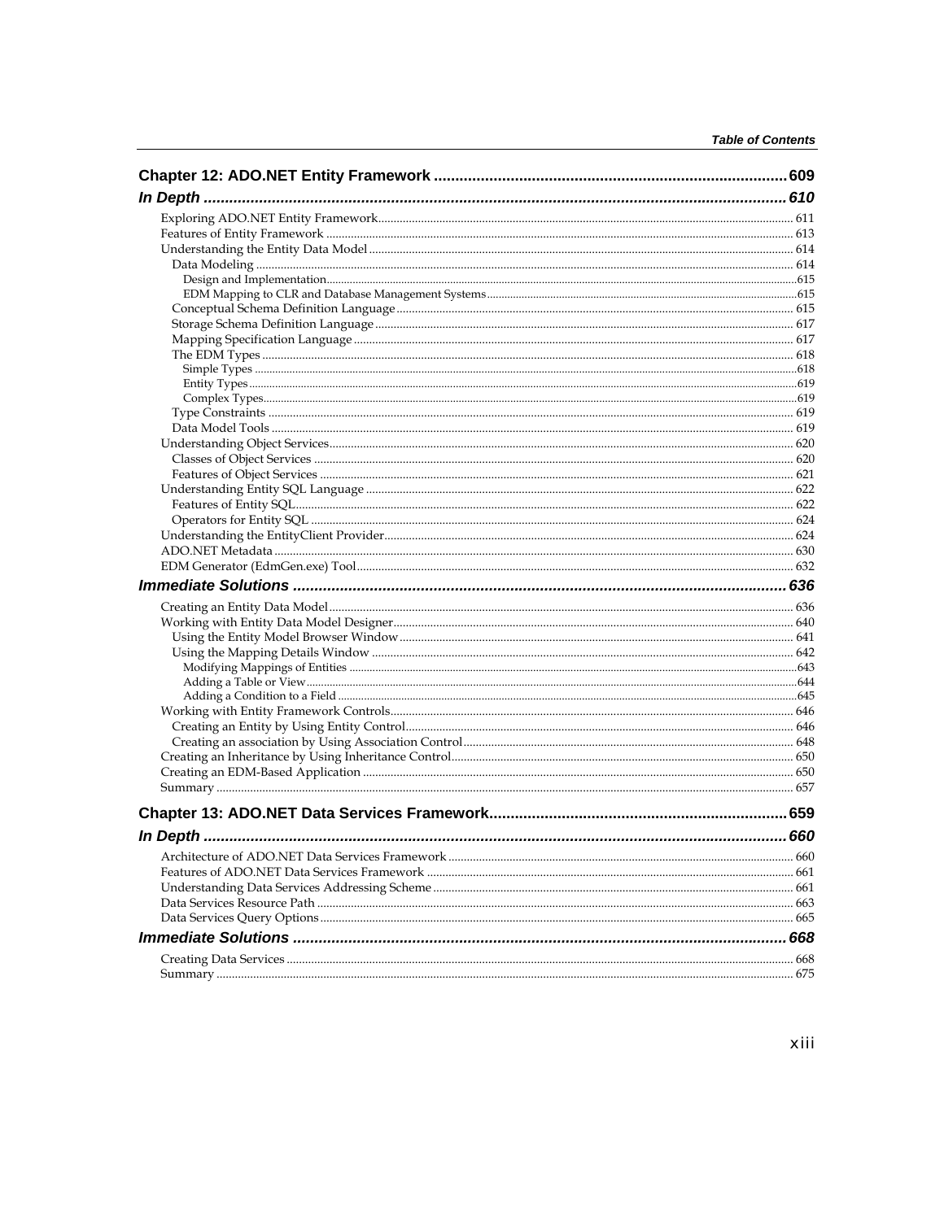**Chapter 12: ADO.NET Entity Framework .................................................................................... 609**

***In Depth ........................................................................................................................................ 610***

Exploring ADO.NET Entity Framework ......................................................................................... 611
Features of Entity Framework ........................................................................................................ 613
Understanding the Entity Data Model ............................................................................................ 614
  Data Modeling ............................................................................................................................. 614
    Design and Implementation ..................................................................................................... 615
    EDM Mapping to CLR and Database Management Systems ................................................... 615
  Conceptual Schema Definition Language ................................................................................... 615
  Storage Schema Definition Language ......................................................................................... 617
  Mapping Specification Language ................................................................................................ 617
  The EDM Types ........................................................................................................................... 618
    Simple Types .............................................................................................................................. 618
    Entity Types ................................................................................................................................ 619
    Complex Types ............................................................................................................................ 619
  Type Constraints .......................................................................................................................... 619
  Data Model Tools ......................................................................................................................... 619
Understanding Object Services ....................................................................................................... 620
  Classes of Object Services ........................................................................................................... 620
  Features of Object Services ......................................................................................................... 621
Understanding Entity SQL Language .............................................................................................. 622
  Features of Entity SQL ................................................................................................................. 622
  Operators for Entity SQL ............................................................................................................. 624
Understanding the EntityClient Provider ........................................................................................ 624
ADO.NET Metadata ......................................................................................................................... 630
EDM Generator (EdmGen.exe) Tool ................................................................................................ 632

***Immediate Solutions ................................................................................................................... 636***

Creating an Entity Data Model ........................................................................................................ 636
Working with Entity Data Model Designer ..................................................................................... 640
  Using the Entity Model Browser Window ................................................................................... 641
  Using the Mapping Details Window ............................................................................................ 642
    Modifying Mappings of Entities ................................................................................................ 643
    Adding a Table or View .............................................................................................................. 644
    Adding a Condition to a Field .................................................................................................... 645
Working with Entity Framework Controls ...................................................................................... 646
  Creating an Entity by Using Entity Control ................................................................................. 646
  Creating an association by Using Association Control ............................................................... 648
Creating an Inheritance by Using Inheritance Control .................................................................. 650
Creating an EDM-Based Application .............................................................................................. 650
Summary .......................................................................................................................................... 657

**Chapter 13: ADO.NET Data Services Framework ...................................................................... 659**

***In Depth ........................................................................................................................................ 660***

Architecture of ADO.NET Data Services Framework .................................................................... 660
Features of ADO.NET Data Services Framework .......................................................................... 661
Understanding Data Services Addressing Scheme ........................................................................ 661
Data Services Resource Path ........................................................................................................... 663
Data Services Query Options ........................................................................................................... 665

***Immediate Solutions ................................................................................................................... 668***

Creating Data Services .................................................................................................................... 668
Summary .......................................................................................................................................... 675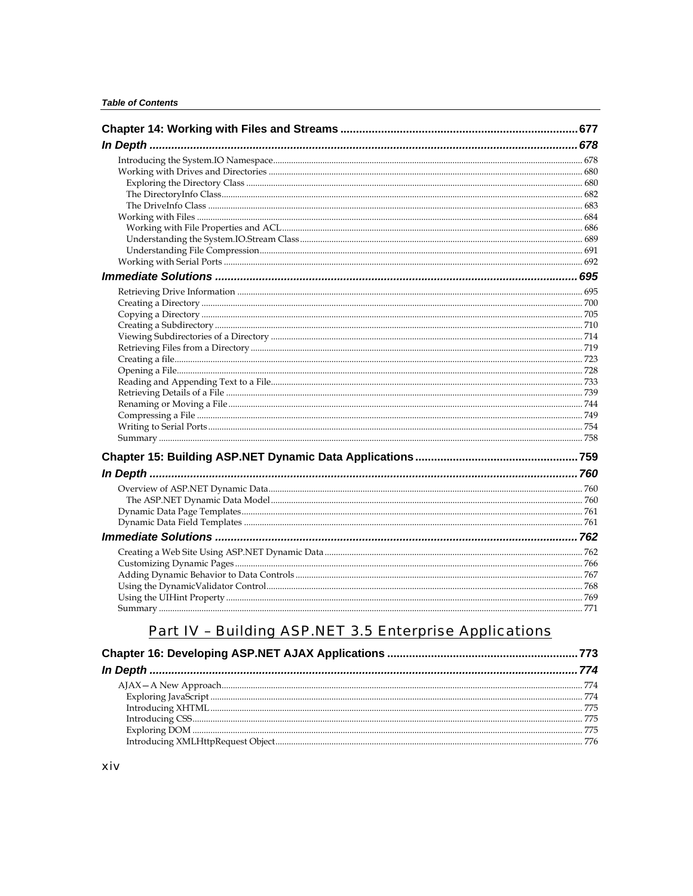## Chapter 14: Working with Files and Streams ............ 677

### *In Depth* ............ 678

- Introducing the System.IO Namespace ............ 678
- Working with Drives and Directories ............ 680
  - Exploring the Directory Class ............ 680
  - The DirectoryInfo Class ............ 682
  - The DriveInfo Class ............ 683
- Working with Files ............ 684
  - Working with File Properties and ACL ............ 686
  - Understanding the System.IO.Stream Class ............ 689
  - Understanding File Compression ............ 691
- Working with Serial Ports ............ 692

### *Immediate Solutions* ............ 695

- Retrieving Drive Information ............ 695
- Creating a Directory ............ 700
- Copying a Directory ............ 705
- Creating a Subdirectory ............ 710
- Viewing Subdirectories of a Directory ............ 714
- Retrieving Files from a Directory ............ 719
- Creating a file ............ 723
- Opening a File ............ 728
- Reading and Appending Text to a File ............ 733
- Retrieving Details of a File ............ 739
- Renaming or Moving a File ............ 744
- Compressing a File ............ 749
- Writing to Serial Ports ............ 754
- Summary ............ 758

## Chapter 15: Building ASP.NET Dynamic Data Applications ............ 759

### *In Depth* ............ 760

- Overview of ASP.NET Dynamic Data ............ 760
  - The ASP.NET Dynamic Data Model ............ 760
- Dynamic Data Page Templates ............ 761
- Dynamic Data Field Templates ............ 761

### *Immediate Solutions* ............ 762

- Creating a Web Site Using ASP.NET Dynamic Data ............ 762
- Customizing Dynamic Pages ............ 766
- Adding Dynamic Behavior to Data Controls ............ 767
- Using the DynamicValidator Control ............ 768
- Using the UIHint Property ............ 769
- Summary ............ 771

# Part IV – Building ASP.NET 3.5 Enterprise Applications

## Chapter 16: Developing ASP.NET AJAX Applications ............ 773

### *In Depth* ............ 774

- AJAX—A New Approach ............ 774
  - Exploring JavaScript ............ 774
  - Introducing XHTML ............ 775
  - Introducing CSS ............ 775
  - Exploring DOM ............ 775
  - Introducing XMLHttpRequest Object ............ 776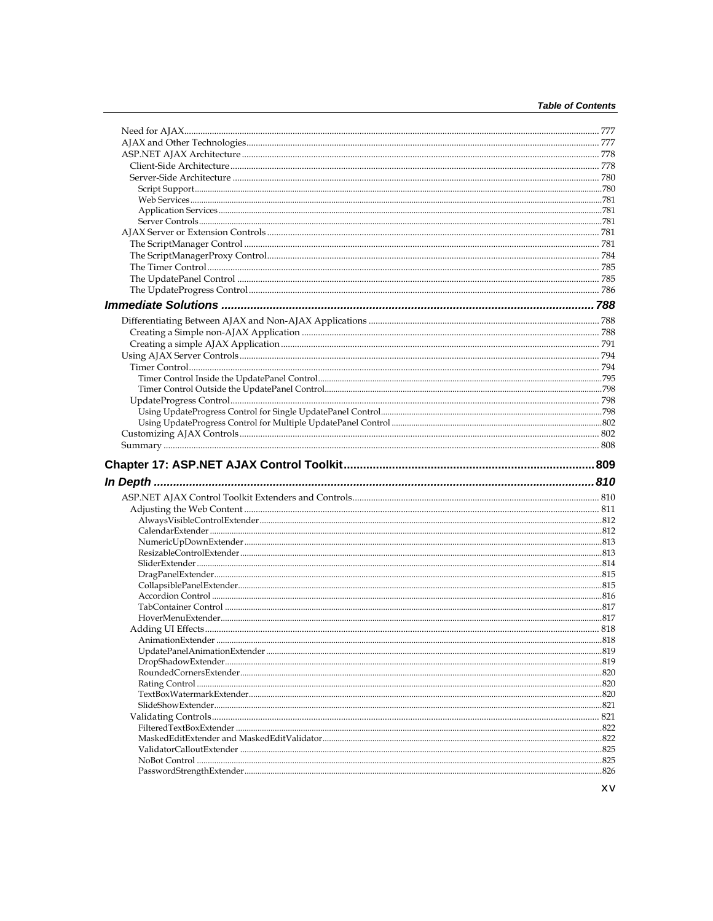Need for AJAX ........................................ 777
AJAX and Other Technologies ........................................ 777
ASP.NET AJAX Architecture ........................................ 778
Client-Side Architecture ........................................ 778
Server-Side Architecture ........................................ 780
Script Support ........................................ 780
Web Services ........................................ 781
Application Services ........................................ 781
Server Controls ........................................ 781
AJAX Server or Extension Controls ........................................ 781
The ScriptManager Control ........................................ 781
The ScriptManagerProxy Control ........................................ 784
The Timer Control ........................................ 785
The UpdatePanel Control ........................................ 785
The UpdateProgress Control ........................................ 786

## *Immediate Solutions ........................................ 788*

Differentiating Between AJAX and Non-AJAX Applications ........................................ 788
Creating a Simple non-AJAX Application ........................................ 788
Creating a simple AJAX Application ........................................ 791
Using AJAX Server Controls ........................................ 794
Timer Control ........................................ 794
Timer Control Inside the UpdatePanel Control ........................................ 795
Timer Control Outside the UpdatePanel Control ........................................ 798
UpdateProgress Control ........................................ 798
Using UpdateProgress Control for Single UpdatePanel Control ........................................ 798
Using UpdateProgress Control for Multiple UpdatePanel Control ........................................ 802
Customizing AJAX Controls ........................................ 802
Summary ........................................ 808

## Chapter 17: ASP.NET AJAX Control Toolkit ........................................ 809

## *In Depth ........................................ 810*

ASP.NET AJAX Control Toolkit Extenders and Controls ........................................ 810
Adjusting the Web Content ........................................ 811
AlwaysVisibleControlExtender ........................................ 812
CalendarExtender ........................................ 812
NumericUpDownExtender ........................................ 813
ResizableControlExtender ........................................ 813
SliderExtender ........................................ 814
DragPanelExtender ........................................ 815
CollapsiblePanelExtender ........................................ 815
Accordion Control ........................................ 816
TabContainer Control ........................................ 817
HoverMenuExtender ........................................ 817
Adding UI Effects ........................................ 818
AnimationExtender ........................................ 818
UpdatePanelAnimationExtender ........................................ 819
DropShadowExtender ........................................ 819
RoundedCornersExtender ........................................ 820
Rating Control ........................................ 820
TextBoxWatermarkExtender ........................................ 820
SlideShowExtender ........................................ 821
Validating Controls ........................................ 821
FilteredTextBoxExtender ........................................ 822
MaskedEditExtender and MaskedEditValidator ........................................ 822
ValidatorCalloutExtender ........................................ 825
NoBot Control ........................................ 825
PasswordStrengthExtender ........................................ 826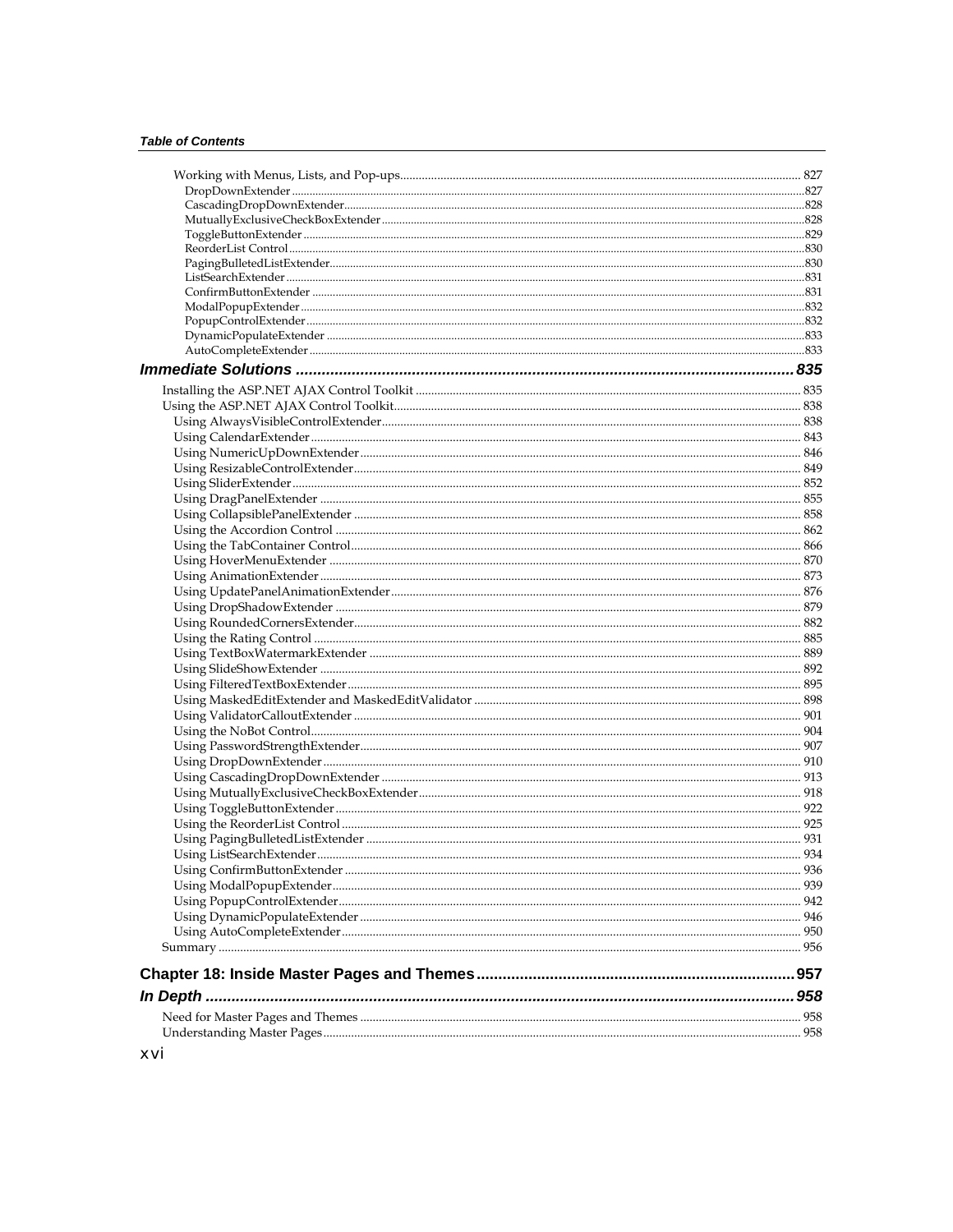Working with Menus, Lists, and Pop-ups ........ 827
DropDownExtender ........ 827
CascadingDropDownExtender ........ 828
MutuallyExclusiveCheckBoxExtender ........ 828
ToggleButtonExtender ........ 829
ReorderList Control ........ 830
PagingBulletedListExtender ........ 830
ListSearchExtender ........ 831
ConfirmButtonExtender ........ 831
ModalPopupExtender ........ 832
PopupControlExtender ........ 832
DynamicPopulateExtender ........ 833
AutoCompleteExtender ........ 833

## *Immediate Solutions ........ 835*

Installing the ASP.NET AJAX Control Toolkit ........ 835
Using the ASP.NET AJAX Control Toolkit ........ 838
Using AlwaysVisibleControlExtender ........ 838
Using CalendarExtender ........ 843
Using NumericUpDownExtender ........ 846
Using ResizableControlExtender ........ 849
Using SliderExtender ........ 852
Using DragPanelExtender ........ 855
Using CollapsiblePanelExtender ........ 858
Using the Accordion Control ........ 862
Using the TabContainer Control ........ 866
Using HoverMenuExtender ........ 870
Using AnimationExtender ........ 873
Using UpdatePanelAnimationExtender ........ 876
Using DropShadowExtender ........ 879
Using RoundedCornersExtender ........ 882
Using the Rating Control ........ 885
Using TextBoxWatermarkExtender ........ 889
Using SlideShowExtender ........ 892
Using FilteredTextBoxExtender ........ 895
Using MaskedEditExtender and MaskedEditValidator ........ 898
Using ValidatorCalloutExtender ........ 901
Using the NoBot Control ........ 904
Using PasswordStrengthExtender ........ 907
Using DropDownExtender ........ 910
Using CascadingDropDownExtender ........ 913
Using MutuallyExclusiveCheckBoxExtender ........ 918
Using ToggleButtonExtender ........ 922
Using the ReorderList Control ........ 925
Using PagingBulletedListExtender ........ 931
Using ListSearchExtender ........ 934
Using ConfirmButtonExtender ........ 936
Using ModalPopupExtender ........ 939
Using PopupControlExtender ........ 942
Using DynamicPopulateExtender ........ 946
Using AutoCompleteExtender ........ 950
Summary ........ 956

## Chapter 18: Inside Master Pages and Themes ........ 957

## *In Depth ........ 958*

Need for Master Pages and Themes ........ 958
Understanding Master Pages ........ 958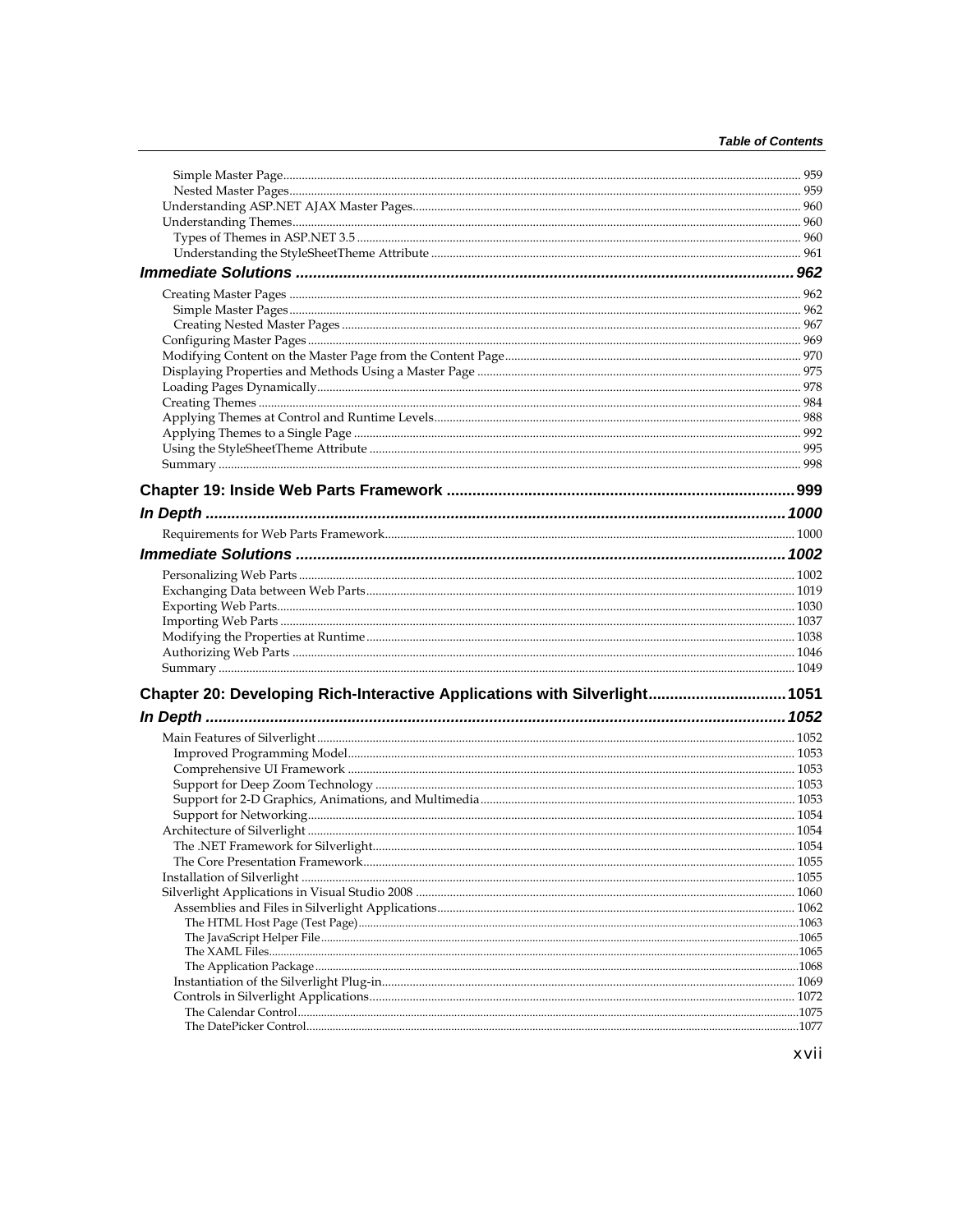Simple Master Page ... 959
Nested Master Pages ... 959
Understanding ASP.NET AJAX Master Pages ... 960
Understanding Themes ... 960
Types of Themes in ASP.NET 3.5 ... 960
Understanding the StyleSheetTheme Attribute ... 961

***Immediate Solutions ... 962***

Creating Master Pages ... 962
Simple Master Pages ... 962
Creating Nested Master Pages ... 967
Configuring Master Pages ... 969
Modifying Content on the Master Page from the Content Page ... 970
Displaying Properties and Methods Using a Master Page ... 975
Loading Pages Dynamically ... 978
Creating Themes ... 984
Applying Themes at Control and Runtime Levels ... 988
Applying Themes to a Single Page ... 992
Using the StyleSheetTheme Attribute ... 995
Summary ... 998

**Chapter 19: Inside Web Parts Framework ... 999**

***In Depth ... 1000***

Requirements for Web Parts Framework ... 1000

***Immediate Solutions ... 1002***

Personalizing Web Parts ... 1002
Exchanging Data between Web Parts ... 1019
Exporting Web Parts ... 1030
Importing Web Parts ... 1037
Modifying the Properties at Runtime ... 1038
Authorizing Web Parts ... 1046
Summary ... 1049

**Chapter 20: Developing Rich-Interactive Applications with Silverlight ... 1051**

***In Depth ... 1052***

Main Features of Silverlight ... 1052
Improved Programming Model ... 1053
Comprehensive UI Framework ... 1053
Support for Deep Zoom Technology ... 1053
Support for 2-D Graphics, Animations, and Multimedia ... 1053
Support for Networking ... 1054
Architecture of Silverlight ... 1054
The .NET Framework for Silverlight ... 1054
The Core Presentation Framework ... 1055
Installation of Silverlight ... 1055
Silverlight Applications in Visual Studio 2008 ... 1060
Assemblies and Files in Silverlight Applications ... 1062
The HTML Host Page (Test Page) ... 1063
The JavaScript Helper File ... 1065
The XAML Files ... 1065
The Application Package ... 1068
Instantiation of the Silverlight Plug-in ... 1069
Controls in Silverlight Applications ... 1072
The Calendar Control ... 1075
The DatePicker Control ... 1077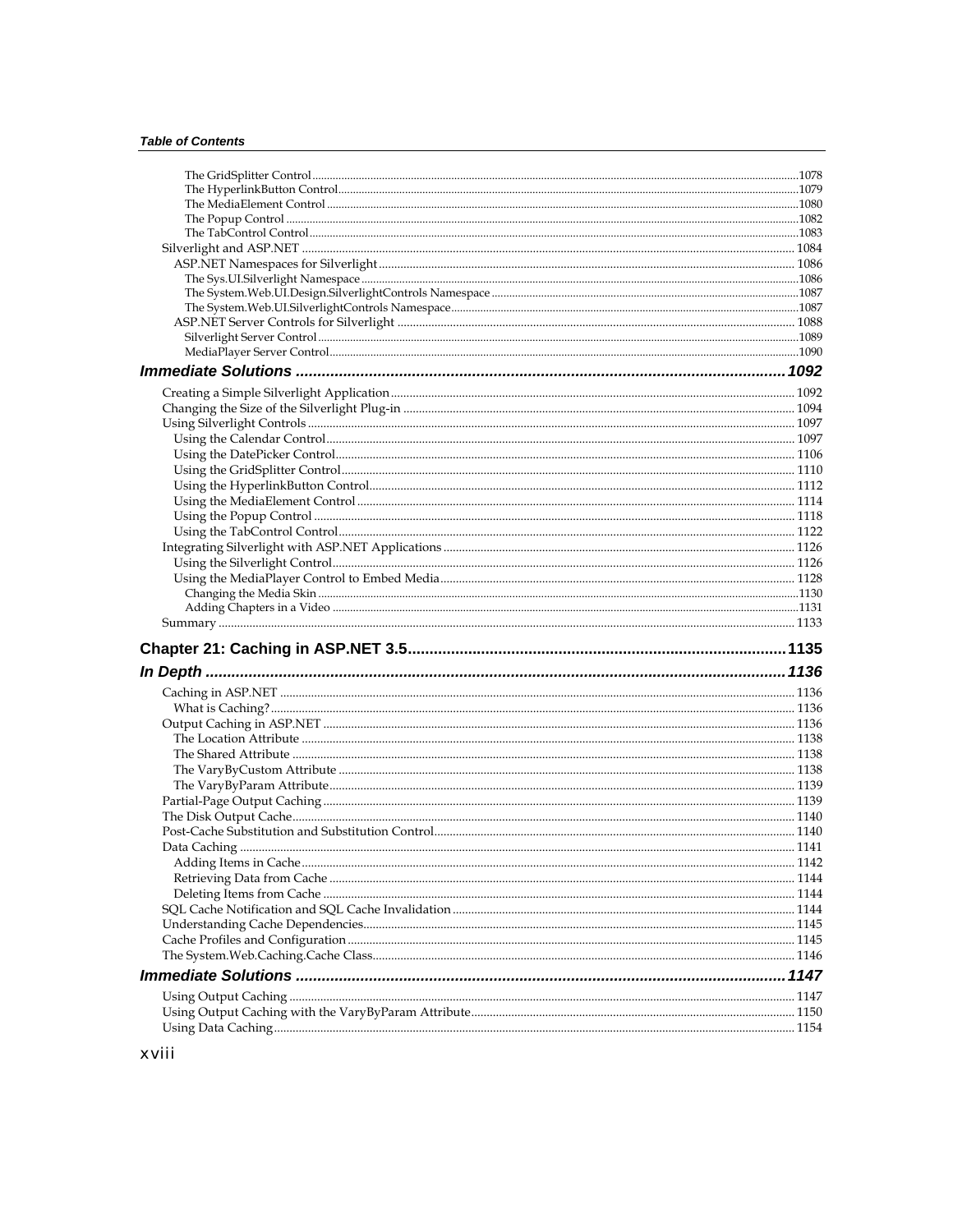The GridSplitter Control ....1078
The HyperlinkButton Control....1079
The MediaElement Control ....1080
The Popup Control ....1082
The TabControl Control....1083

Silverlight and ASP.NET .... 1084

ASP.NET Namespaces for Silverlight .... 1086

The Sys.UI.Silverlight Namespace ....1086
The System.Web.UI.Design.SilverlightControls Namespace ....1087
The System.Web.UI.SilverlightControls Namespace....1087

ASP.NET Server Controls for Silverlight .... 1088

Silverlight Server Control ....1089
MediaPlayer Server Control....1090

## *Immediate Solutions .... 1092*

Creating a Simple Silverlight Application .... 1092
Changing the Size of the Silverlight Plug-in .... 1094
Using Silverlight Controls .... 1097

Using the Calendar Control .... 1097
Using the DatePicker Control.... 1106
Using the GridSplitter Control .... 1110
Using the HyperlinkButton Control.... 1112
Using the MediaElement Control .... 1114
Using the Popup Control .... 1118
Using the TabControl Control.... 1122

Integrating Silverlight with ASP.NET Applications .... 1126

Using the Silverlight Control.... 1126
Using the MediaPlayer Control to Embed Media.... 1128

Changing the Media Skin ....1130
Adding Chapters in a Video ....1131

Summary .... 1133

## Chapter 21: Caching in ASP.NET 3.5.... 1135

## *In Depth .... 1136*

Caching in ASP.NET .... 1136

What is Caching? .... 1136

Output Caching in ASP.NET .... 1136

The Location Attribute .... 1138
The Shared Attribute .... 1138
The VaryByCustom Attribute .... 1138
The VaryByParam Attribute.... 1139

Partial-Page Output Caching .... 1139
The Disk Output Cache.... 1140
Post-Cache Substitution and Substitution Control.... 1140
Data Caching .... 1141

Adding Items in Cache.... 1142
Retrieving Data from Cache .... 1144
Deleting Items from Cache .... 1144

SQL Cache Notification and SQL Cache Invalidation .... 1144
Understanding Cache Dependencies.... 1145
Cache Profiles and Configuration .... 1145
The System.Web.Caching.Cache Class.... 1146

## *Immediate Solutions .... 1147*

Using Output Caching .... 1147
Using Output Caching with the VaryByParam Attribute.... 1150
Using Data Caching.... 1154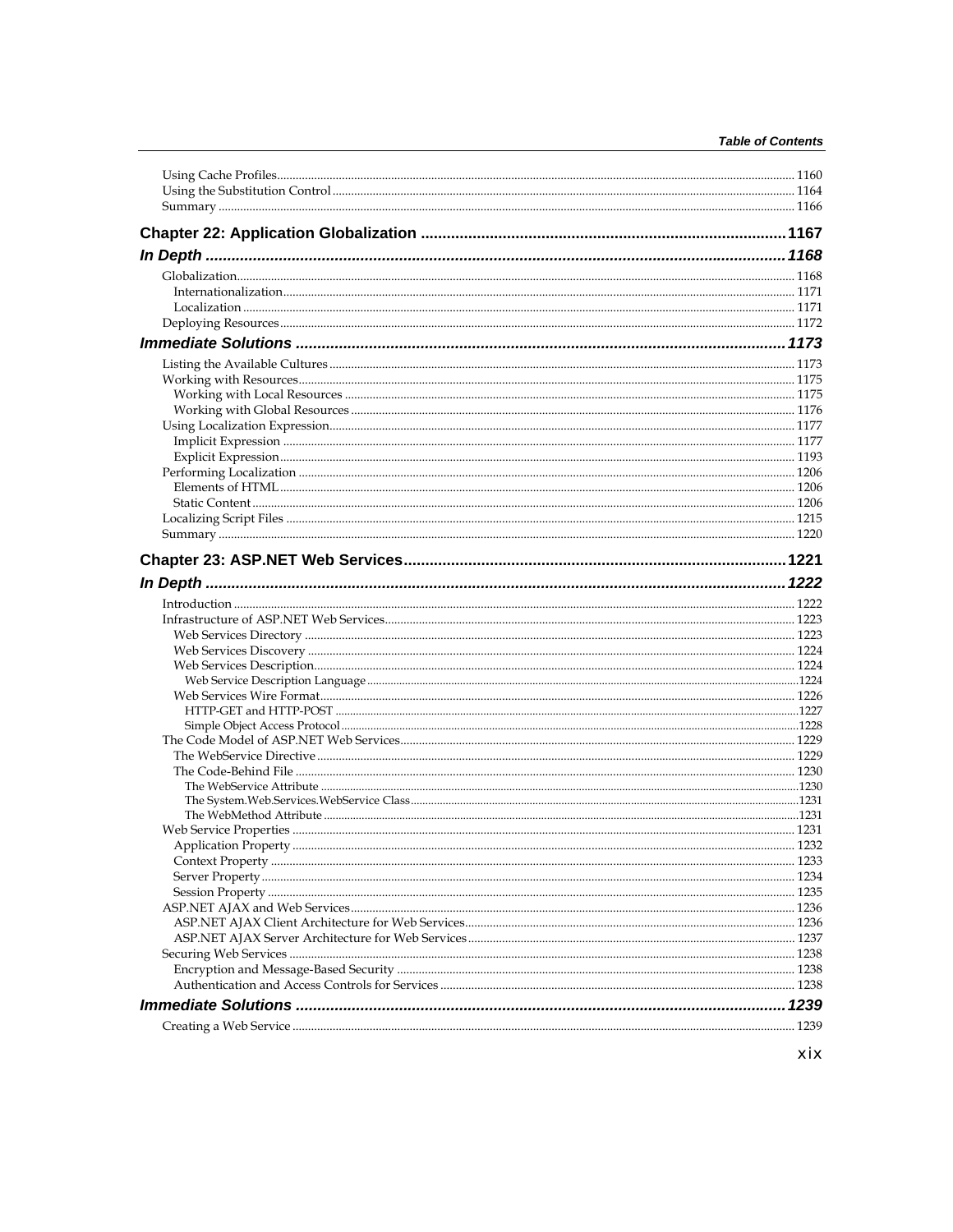Using Cache Profiles ..... 1160
Using the Substitution Control ..... 1164
Summary ..... 1166

## Chapter 22: Application Globalization ..... 1167

### *In Depth ..... 1168*

Globalization ..... 1168
- Internationalization ..... 1171
- Localization ..... 1171

Deploying Resources ..... 1172

### *Immediate Solutions ..... 1173*

Listing the Available Cultures ..... 1173
Working with Resources ..... 1175
- Working with Local Resources ..... 1175
- Working with Global Resources ..... 1176

Using Localization Expression ..... 1177
- Implicit Expression ..... 1177
- Explicit Expression ..... 1193

Performing Localization ..... 1206
- Elements of HTML ..... 1206
- Static Content ..... 1206

Localizing Script Files ..... 1215
Summary ..... 1220

## Chapter 23: ASP.NET Web Services ..... 1221

### *In Depth ..... 1222*

Introduction ..... 1222
Infrastructure of ASP.NET Web Services ..... 1223
- Web Services Directory ..... 1223
- Web Services Discovery ..... 1224
- Web Services Description ..... 1224
  - Web Service Description Language ..... 1224
- Web Services Wire Format ..... 1226
  - HTTP-GET and HTTP-POST ..... 1227
  - Simple Object Access Protocol ..... 1228

The Code Model of ASP.NET Web Services ..... 1229
- The WebService Directive ..... 1229
- The Code-Behind File ..... 1230
  - The WebService Attribute ..... 1230
  - The System.Web.Services.WebService Class ..... 1231
  - The WebMethod Attribute ..... 1231

Web Service Properties ..... 1231
- Application Property ..... 1232
- Context Property ..... 1233
- Server Property ..... 1234
- Session Property ..... 1235

ASP.NET AJAX and Web Services ..... 1236
- ASP.NET AJAX Client Architecture for Web Services ..... 1236
- ASP.NET AJAX Server Architecture for Web Services ..... 1237

Securing Web Services ..... 1238
- Encryption and Message-Based Security ..... 1238
- Authentication and Access Controls for Services ..... 1238

### *Immediate Solutions ..... 1239*

Creating a Web Service ..... 1239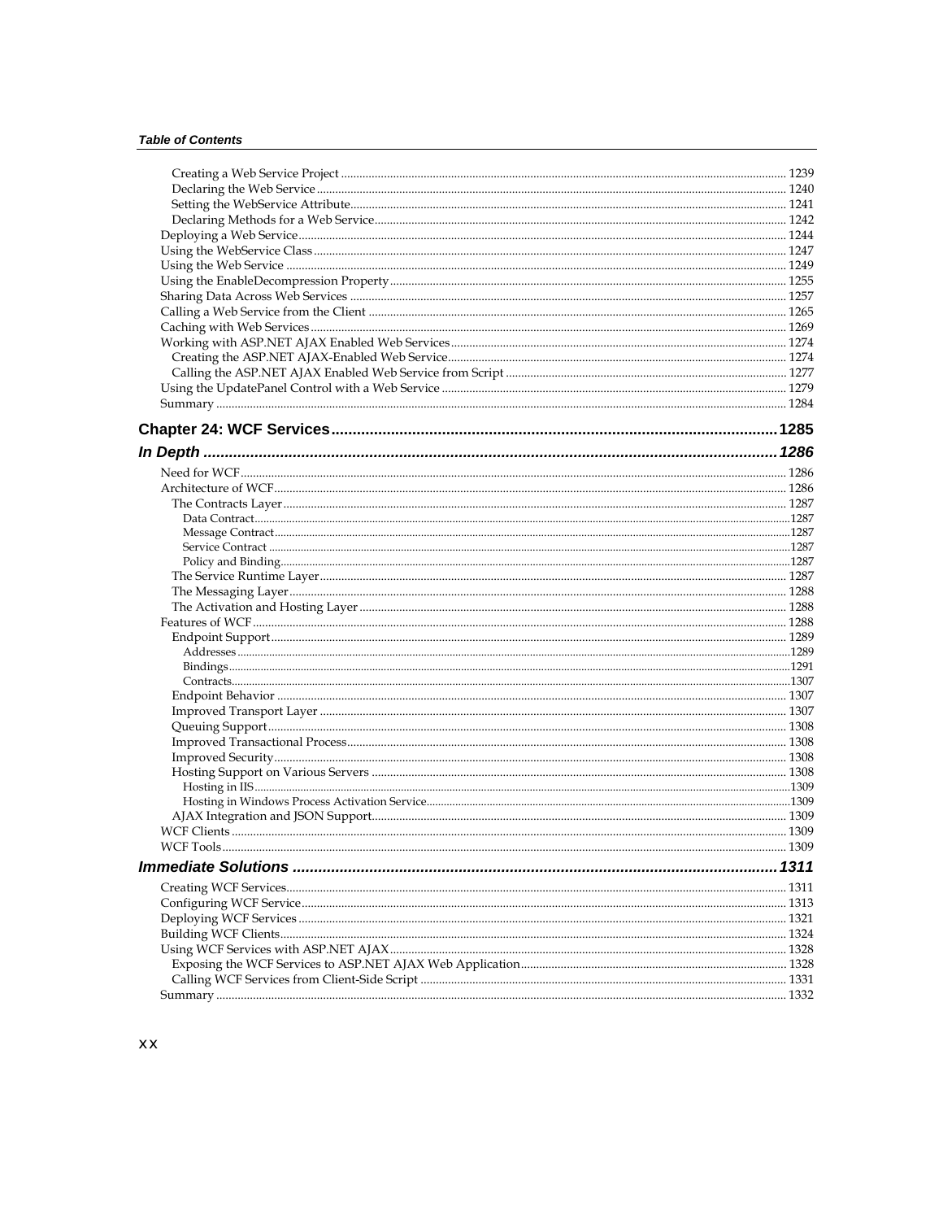Creating a Web Service Project ..... 1239
Declaring the Web Service ..... 1240
Setting the WebService Attribute ..... 1241
Declaring Methods for a Web Service ..... 1242
Deploying a Web Service ..... 1244
Using the WebService Class ..... 1247
Using the Web Service ..... 1249
Using the EnableDecompression Property ..... 1255
Sharing Data Across Web Services ..... 1257
Calling a Web Service from the Client ..... 1265
Caching with Web Services ..... 1269
Working with ASP.NET AJAX Enabled Web Services ..... 1274
Creating the ASP.NET AJAX-Enabled Web Service ..... 1274
Calling the ASP.NET AJAX Enabled Web Service from Script ..... 1277
Using the UpdatePanel Control with a Web Service ..... 1279
Summary ..... 1284

## Chapter 24: WCF Services ..... 1285

## *In Depth ..... 1286*

Need for WCF ..... 1286
Architecture of WCF ..... 1286
The Contracts Layer ..... 1287
Data Contract ..... 1287
Message Contract ..... 1287
Service Contract ..... 1287
Policy and Binding ..... 1287
The Service Runtime Layer ..... 1287
The Messaging Layer ..... 1288
The Activation and Hosting Layer ..... 1288
Features of WCF ..... 1288
Endpoint Support ..... 1289
Addresses ..... 1289
Bindings ..... 1291
Contracts ..... 1307
Endpoint Behavior ..... 1307
Improved Transport Layer ..... 1307
Queuing Support ..... 1308
Improved Transactional Process ..... 1308
Improved Security ..... 1308
Hosting Support on Various Servers ..... 1308
Hosting in IIS ..... 1309
Hosting in Windows Process Activation Service ..... 1309
AJAX Integration and JSON Support ..... 1309
WCF Clients ..... 1309
WCF Tools ..... 1309

## *Immediate Solutions ..... 1311*

Creating WCF Services ..... 1311
Configuring WCF Service ..... 1313
Deploying WCF Services ..... 1321
Building WCF Clients ..... 1324
Using WCF Services with ASP.NET AJAX ..... 1328
Exposing the WCF Services to ASP.NET AJAX Web Application ..... 1328
Calling WCF Services from Client-Side Script ..... 1331
Summary ..... 1332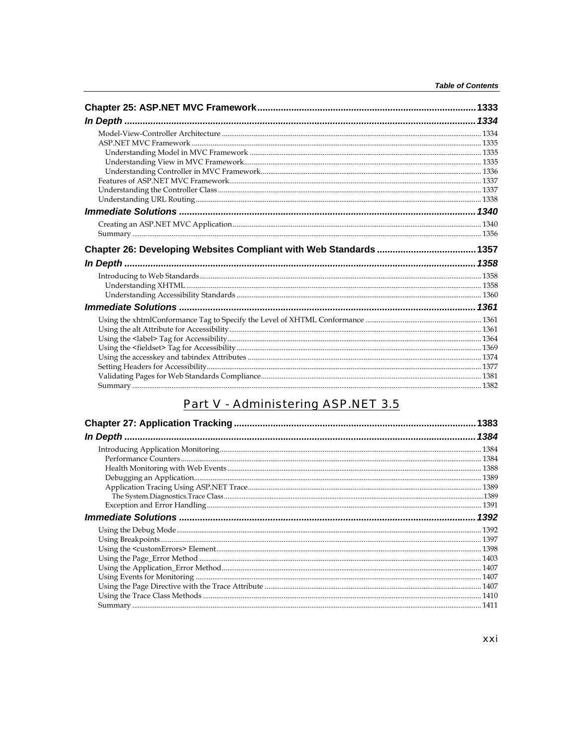**Chapter 25: ASP.NET MVC Framework .......... 1333**

***In Depth .......... 1334***

- Model-View-Controller Architecture .......... 1334
- ASP.NET MVC Framework .......... 1335
  - Understanding Model in MVC Framework .......... 1335
  - Understanding View in MVC Framework .......... 1335
  - Understanding Controller in MVC Framework .......... 1336
- Features of ASP.NET MVC Framework .......... 1337
- Understanding the Controller Class .......... 1337
- Understanding URL Routing .......... 1338

***Immediate Solutions .......... 1340***

- Creating an ASP.NET MVC Application .......... 1340
- Summary .......... 1356

**Chapter 26: Developing Websites Compliant with Web Standards .......... 1357**

***In Depth .......... 1358***

- Introducing to Web Standards .......... 1358
  - Understanding XHTML .......... 1358
  - Understanding Accessibility Standards .......... 1360

***Immediate Solutions .......... 1361***

- Using the xhtmlConformance Tag to Specify the Level of XHTML Conformance .......... 1361
- Using the alt Attribute for Accessibility .......... 1361
- Using the <label> Tag for Accessibility .......... 1364
- Using the <fieldset> Tag for Accessibility .......... 1369
- Using the accesskey and tabindex Attributes .......... 1374
- Setting Headers for Accessibility .......... 1377
- Validating Pages for Web Standards Compliance .......... 1381
- Summary .......... 1382

# Part V - Administering ASP.NET 3.5

**Chapter 27: Application Tracking .......... 1383**

***In Depth .......... 1384***

- Introducing Application Monitoring .......... 1384
  - Performance Counters .......... 1384
  - Health Monitoring with Web Events .......... 1388
  - Debugging an Application .......... 1389
  - Application Tracing Using ASP.NET Trace .......... 1389
    - The System.Diagnostics.Trace Class .......... 1389
  - Exception and Error Handling .......... 1391

***Immediate Solutions .......... 1392***

- Using the Debug Mode .......... 1392
- Using Breakpoints .......... 1397
- Using the <customErrors> Element .......... 1398
- Using the Page_Error Method .......... 1403
- Using the Application_Error Method .......... 1407
- Using Events for Monitoring .......... 1407
- Using the Page Directive with the Trace Attribute .......... 1407
- Using the Trace Class Methods .......... 1410
- Summary .......... 1411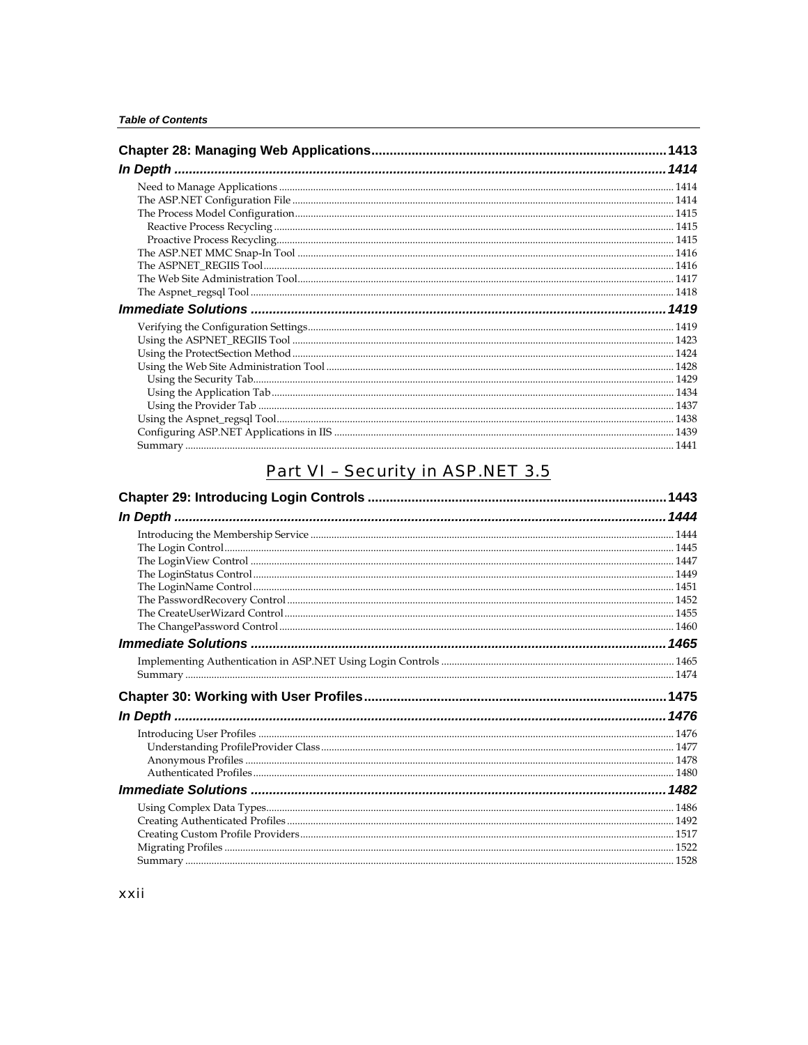**Chapter 28: Managing Web Applications ........ 1413**

***In Depth ........ 1414***

Need to Manage Applications ........ 1414
The ASP.NET Configuration File ........ 1414
The Process Model Configuration ........ 1415
  Reactive Process Recycling ........ 1415
  Proactive Process Recycling ........ 1415
The ASP.NET MMC Snap-In Tool ........ 1416
The ASPNET_REGIIS Tool ........ 1416
The Web Site Administration Tool ........ 1417
The Aspnet_regsql Tool ........ 1418

***Immediate Solutions ........ 1419***

Verifying the Configuration Settings ........ 1419
Using the ASPNET_REGIIS Tool ........ 1423
Using the ProtectSection Method ........ 1424
Using the Web Site Administration Tool ........ 1428
  Using the Security Tab ........ 1429
  Using the Application Tab ........ 1434
  Using the Provider Tab ........ 1437
Using the Aspnet_regsql Tool ........ 1438
Configuring ASP.NET Applications in IIS ........ 1439
Summary ........ 1441

# Part VI – Security in ASP.NET 3.5

**Chapter 29: Introducing Login Controls ........ 1443**

***In Depth ........ 1444***

Introducing the Membership Service ........ 1444
The Login Control ........ 1445
The LoginView Control ........ 1447
The LoginStatus Control ........ 1449
The LoginName Control ........ 1451
The PasswordRecovery Control ........ 1452
The CreateUserWizard Control ........ 1455
The ChangePassword Control ........ 1460

***Immediate Solutions ........ 1465***

Implementing Authentication in ASP.NET Using Login Controls ........ 1465
Summary ........ 1474

**Chapter 30: Working with User Profiles ........ 1475**

***In Depth ........ 1476***

Introducing User Profiles ........ 1476
  Understanding ProfileProvider Class ........ 1477
  Anonymous Profiles ........ 1478
  Authenticated Profiles ........ 1480

***Immediate Solutions ........ 1482***

Using Complex Data Types ........ 1486
Creating Authenticated Profiles ........ 1492
Creating Custom Profile Providers ........ 1517
Migrating Profiles ........ 1522
Summary ........ 1528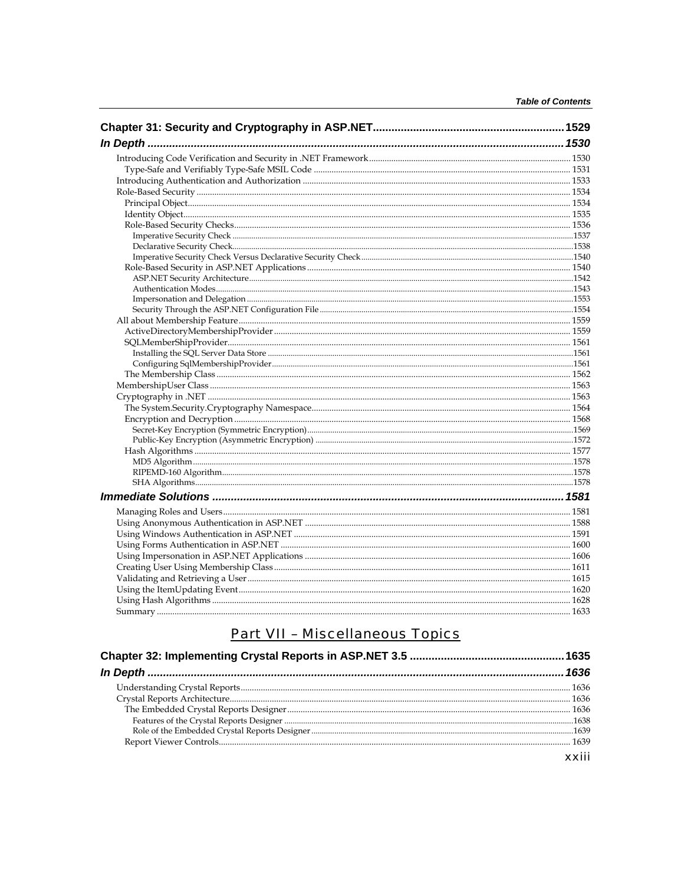## Chapter 31: Security and Cryptography in ASP.NET ........ 1529

### *In Depth* ........ 1530

- Introducing Code Verification and Security in .NET Framework ........ 1530
  - Type-Safe and Verifiably Type-Safe MSIL Code ........ 1531
- Introducing Authentication and Authorization ........ 1533
- Role-Based Security ........ 1534
  - Principal Object ........ 1534
  - Identity Object ........ 1535
  - Role-Based Security Checks ........ 1536
    - Imperative Security Check ........ 1537
    - Declarative Security Check ........ 1538
    - Imperative Security Check Versus Declarative Security Check ........ 1540
  - Role-Based Security in ASP.NET Applications ........ 1540
    - ASP.NET Security Architecture ........ 1542
    - Authentication Modes ........ 1543
    - Impersonation and Delegation ........ 1553
    - Security Through the ASP.NET Configuration File ........ 1554
- All about Membership Feature ........ 1559
  - ActiveDirectoryMembershipProvider ........ 1559
  - SQLMemberShipProvider ........ 1561
    - Installing the SQL Server Data Store ........ 1561
    - Configuring SqlMembershipProvider ........ 1561
  - The Membership Class ........ 1562
- MembershipUser Class ........ 1563
- Cryptography in .NET ........ 1563
  - The System.Security.Cryptography Namespace ........ 1564
  - Encryption and Decryption ........ 1568
    - Secret-Key Encryption (Symmetric Encryption) ........ 1569
    - Public-Key Encryption (Asymmetric Encryption) ........ 1572
  - Hash Algorithms ........ 1577
    - MD5 Algorithm ........ 1578
    - RIPEMD-160 Algorithm ........ 1578
    - SHA Algorithms ........ 1578

### *Immediate Solutions* ........ 1581

- Managing Roles and Users ........ 1581
- Using Anonymous Authentication in ASP.NET ........ 1588
- Using Windows Authentication in ASP.NET ........ 1591
- Using Forms Authentication in ASP.NET ........ 1600
- Using Impersonation in ASP.NET Applications ........ 1606
- Creating User Using Membership Class ........ 1611
- Validating and Retrieving a User ........ 1615
- Using the ItemUpdating Event ........ 1620
- Using Hash Algorithms ........ 1628
- Summary ........ 1633

# Part VII – Miscellaneous Topics

## Chapter 32: Implementing Crystal Reports in ASP.NET 3.5 ........ 1635

### *In Depth* ........ 1636

- Understanding Crystal Reports ........ 1636
- Crystal Reports Architecture ........ 1636
  - The Embedded Crystal Reports Designer ........ 1636
    - Features of the Crystal Reports Designer ........ 1638
    - Role of the Embedded Crystal Reports Designer ........ 1639
  - Report Viewer Controls ........ 1639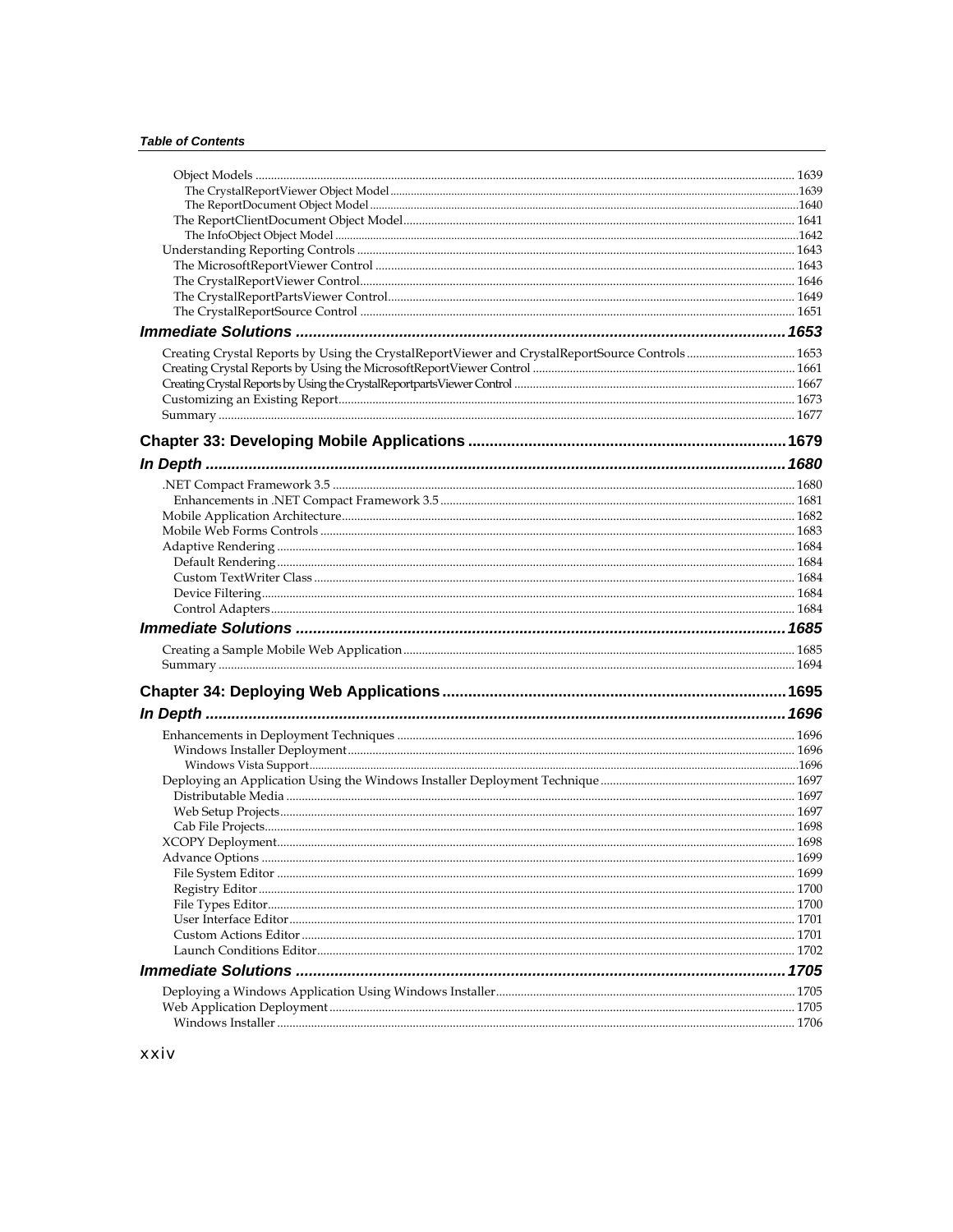Object Models ..... 1639
The CrystalReportViewer Object Model ..... 1639
The ReportDocument Object Model ..... 1640
The ReportClientDocument Object Model ..... 1641
The InfoObject Object Model ..... 1642
Understanding Reporting Controls ..... 1643
The MicrosoftReportViewer Control ..... 1643
The CrystalReportViewer Control ..... 1646
The CrystalReportPartsViewer Control ..... 1649
The CrystalReportSource Control ..... 1651

## *Immediate Solutions ..... 1653*

Creating Crystal Reports by Using the CrystalReportViewer and CrystalReportSource Controls ..... 1653
Creating Crystal Reports by Using the MicrosoftReportViewer Control ..... 1661
Creating Crystal Reports by Using the CrystalReportpartsViewer Control ..... 1667
Customizing an Existing Report ..... 1673
Summary ..... 1677

## Chapter 33: Developing Mobile Applications ..... 1679

## *In Depth ..... 1680*

.NET Compact Framework 3.5 ..... 1680
Enhancements in .NET Compact Framework 3.5 ..... 1681
Mobile Application Architecture ..... 1682
Mobile Web Forms Controls ..... 1683
Adaptive Rendering ..... 1684
Default Rendering ..... 1684
Custom TextWriter Class ..... 1684
Device Filtering ..... 1684
Control Adapters ..... 1684

## *Immediate Solutions ..... 1685*

Creating a Sample Mobile Web Application ..... 1685
Summary ..... 1694

## Chapter 34: Deploying Web Applications ..... 1695

## *In Depth ..... 1696*

Enhancements in Deployment Techniques ..... 1696
Windows Installer Deployment ..... 1696
Windows Vista Support ..... 1696
Deploying an Application Using the Windows Installer Deployment Technique ..... 1697
Distributable Media ..... 1697
Web Setup Projects ..... 1697
Cab File Projects ..... 1698
XCOPY Deployment ..... 1698
Advance Options ..... 1699
File System Editor ..... 1699
Registry Editor ..... 1700
File Types Editor ..... 1700
User Interface Editor ..... 1701
Custom Actions Editor ..... 1701
Launch Conditions Editor ..... 1702

## *Immediate Solutions ..... 1705*

Deploying a Windows Application Using Windows Installer ..... 1705
Web Application Deployment ..... 1705
Windows Installer ..... 1706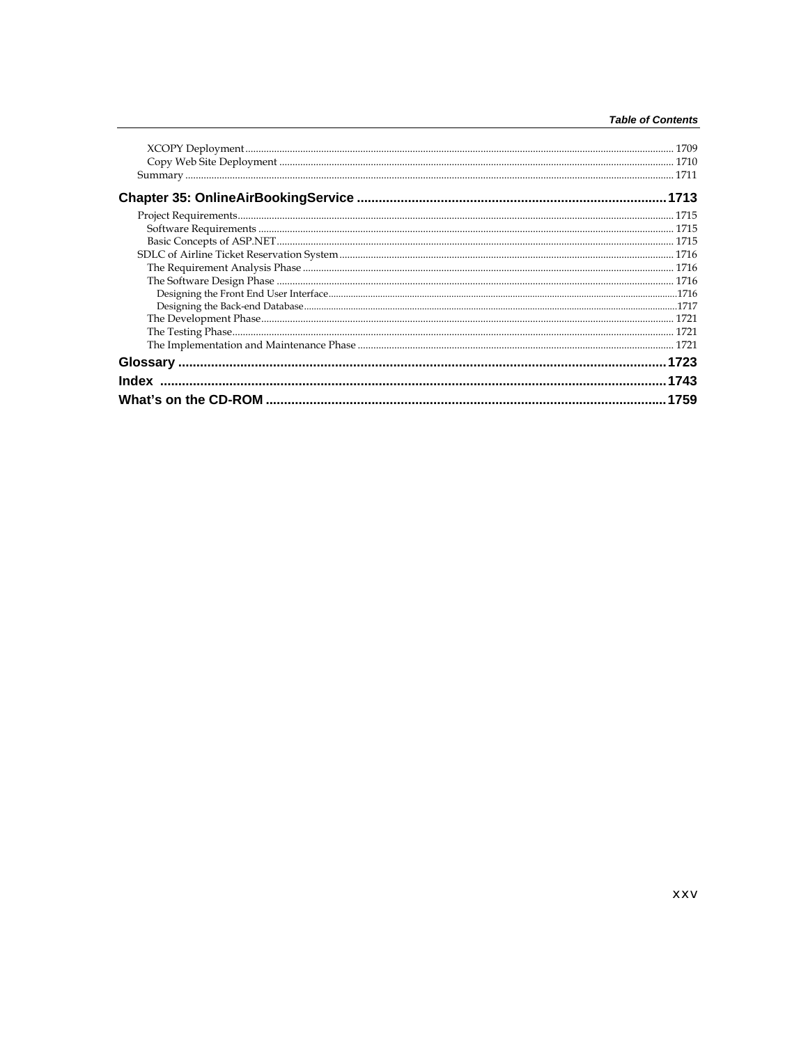XCOPY Deployment ........ 1709
Copy Web Site Deployment ........ 1710
Summary ........ 1711

## Chapter 35: OnlineAirBookingService ........ 1713

Project Requirements ........ 1715
Software Requirements ........ 1715
Basic Concepts of ASP.NET ........ 1715
SDLC of Airline Ticket Reservation System ........ 1716
The Requirement Analysis Phase ........ 1716
The Software Design Phase ........ 1716
Designing the Front End User Interface ........ 1716
Designing the Back-end Database ........ 1717
The Development Phase ........ 1721
The Testing Phase ........ 1721
The Implementation and Maintenance Phase ........ 1721

## Glossary ........ 1723

## Index ........ 1743

## What's on the CD-ROM ........ 1759